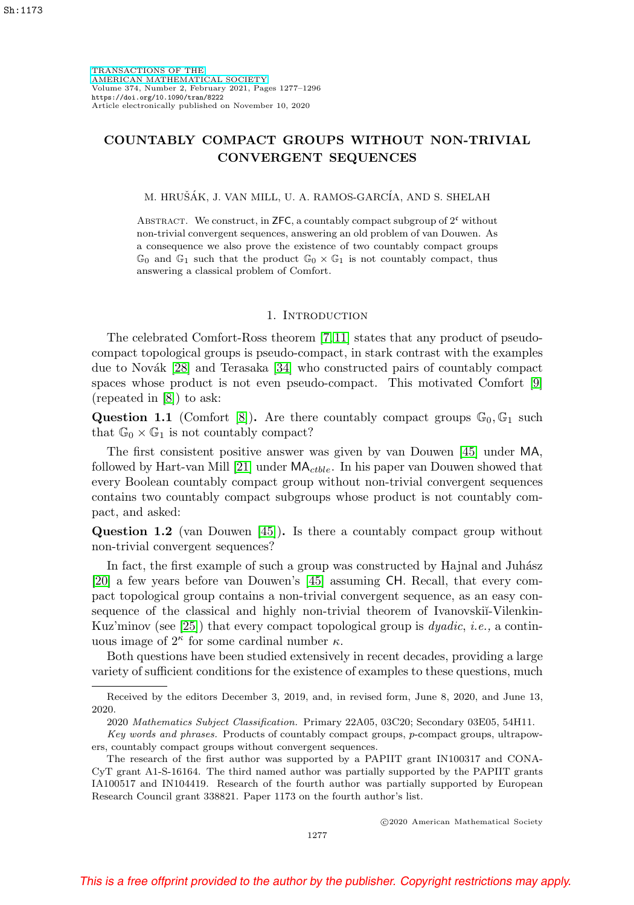# COUNTABLY COMPACT GROUPS WITHOUT NON-TRIVIAL CONVERGENT SEQUENCES

M. HRUŠÁK, J. VAN MILL, U. A. RAMOS-GARCÍA, AND S. SHELAH

Abstract. We construct, in ZFC, a countably compact subgroup of $2^{\mathfrak{c}}$ without non-trivial convergent sequences, answering an old problem of van Douwen. As a consequence we also prove the existence of two countably compact groups $\mathbb{G}_0$ and $\mathbb{G}_1$ such that the product $\mathbb{G}_0 \times \mathbb{G}_1$ is not countably compact, thus answering a classical problem of Comfort.

## 1. Introduction

The celebrated Comfort-Ross theorem [7, 11] states that any product of pseudo-compact topological groups is pseudo-compact, in stark contrast with the examples due to Novák [28] and Terasaka [34] who constructed pairs of countably compact spaces whose product is not even pseudo-compact. This motivated Comfort [9] (repeated in [8]) to ask:

**Question 1.1** (Comfort [8])**.** Are there countably compact groups $\mathbb{G}_0, \mathbb{G}_1$ such that $\mathbb{G}_0 \times \mathbb{G}_1$ is not countably compact?

The first consistent positive answer was given by van Douwen [45] under MA, followed by Hart-van Mill [21] under $\mathsf{MA}_{ctble}$. In his paper van Douwen showed that every Boolean countably compact group without non-trivial convergent sequences contains two countably compact subgroups whose product is not countably compact, and asked:

**Question 1.2** (van Douwen [45])**.** Is there a countably compact group without non-trivial convergent sequences?

In fact, the first example of such a group was constructed by Hajnal and Juhász [20] a few years before van Douwen's [45] assuming CH. Recall, that every compact topological group contains a non-trivial convergent sequence, as an easy consequence of the classical and highly non-trivial theorem of Ivanovskiĭ-Vilenkin-Kuz'minov (see [25]) that every compact topological group is *dyadic*, *i.e.,* a continuous image of $2^\kappa$ for some cardinal number $\kappa$.

Both questions have been studied extensively in recent decades, providing a large variety of sufficient conditions for the existence of examples to these questions, much

---

Received by the editors December 3, 2019, and, in revised form, June 8, 2020, and June 13, 2020.

2020 *Mathematics Subject Classification.* Primary 22A05, 03C20; Secondary 03E05, 54H11.

*Key words and phrases.* Products of countably compact groups, $p$-compact groups, ultrapowers, countably compact groups without convergent sequences.

The research of the first author was supported by a PAPIIT grant IN100317 and CONACyT grant A1-S-16164. The third named author was partially supported by the PAPIIT grants IA100517 and IN104419. Research of the fourth author was partially supported by European Research Council grant 338821. Paper 1173 on the fourth author's list.

©2020 American Mathematical Society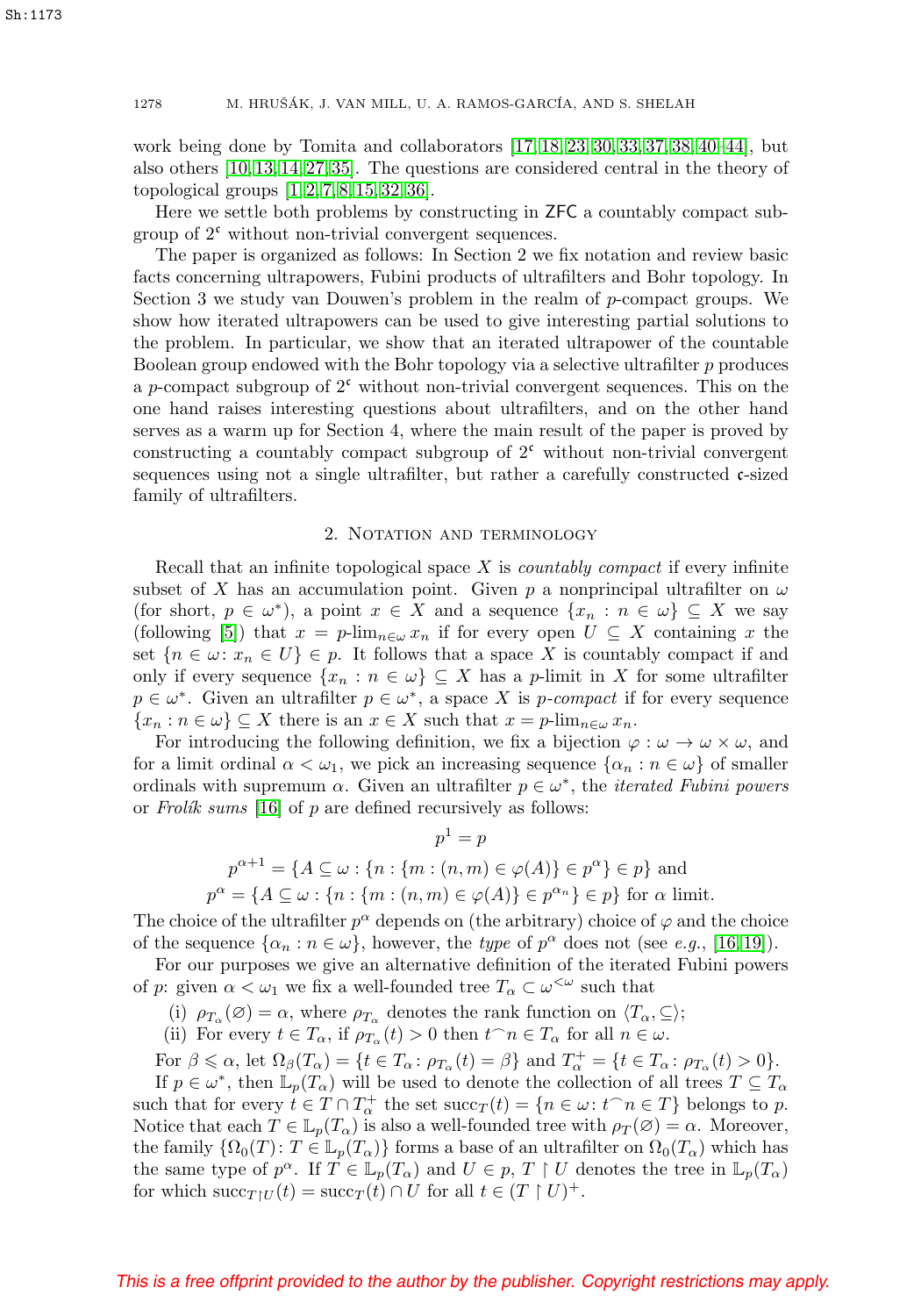work being done by Tomita and collaborators [17, 18, 23, 30, 33, 37, 38, 40–44], but also others [10, 13, 14, 27, 35]. The questions are considered central in the theory of topological groups [1, 2, 7, 8, 15, 32, 36].

Here we settle both problems by constructing in ZFC a countably compact subgroup of $2^{\mathfrak{c}}$ without non-trivial convergent sequences.

The paper is organized as follows: In Section 2 we fix notation and review basic facts concerning ultrapowers, Fubini products of ultrafilters and Bohr topology. In Section 3 we study van Douwen's problem in the realm of $p$-compact groups. We show how iterated ultrapowers can be used to give interesting partial solutions to the problem. In particular, we show that an iterated ultrapower of the countable Boolean group endowed with the Bohr topology via a selective ultrafilter $p$ produces a $p$-compact subgroup of $2^{\mathfrak{c}}$ without non-trivial convergent sequences. This on the one hand raises interesting questions about ultrafilters, and on the other hand serves as a warm up for Section 4, where the main result of the paper is proved by constructing a countably compact subgroup of $2^{\mathfrak{c}}$ without non-trivial convergent sequences using not a single ultrafilter, but rather a carefully constructed $\mathfrak{c}$-sized family of ultrafilters.

## 2. Notation and terminology

Recall that an infinite topological space $X$ is *countably compact* if every infinite subset of $X$ has an accumulation point. Given $p$ a nonprincipal ultrafilter on $\omega$ (for short, $p \in \omega^*$), a point $x \in X$ and a sequence $\{x_n : n \in \omega\} \subseteq X$ we say (following [5]) that $x = p\text{-}\lim_{n\in\omega} x_n$ if for every open $U \subseteq X$ containing $x$ the set $\{n \in \omega \colon x_n \in U\} \in p$. It follows that a space $X$ is countably compact if and only if every sequence $\{x_n : n \in \omega\} \subseteq X$ has a $p$-limit in $X$ for some ultrafilter $p \in \omega^*$. Given an ultrafilter $p \in \omega^*$, a space $X$ is *$p$-compact* if for every sequence $\{x_n : n \in \omega\} \subseteq X$ there is an $x \in X$ such that $x = p\text{-}\lim_{n\in\omega} x_n$.

For introducing the following definition, we fix a bijection $\varphi : \omega \to \omega \times \omega$, and for a limit ordinal $\alpha < \omega_1$, we pick an increasing sequence $\{\alpha_n : n \in \omega\}$ of smaller ordinals with supremum $\alpha$. Given an ultrafilter $p \in \omega^*$, the *iterated Fubini powers* or *Frolík sums* [16] of $p$ are defined recursively as follows:

$$p^1 = p$$

$$p^{\alpha+1} = \{A \subseteq \omega : \{n : \{m : (n,m) \in \varphi(A)\} \in p^\alpha\} \in p\} \text{ and}$$

$$p^\alpha = \{A \subseteq \omega : \{n : \{m : (n,m) \in \varphi(A)\} \in p^{\alpha_n}\} \in p\} \text{ for } \alpha \text{ limit.}$$

The choice of the ultrafilter $p^\alpha$ depends on (the arbitrary) choice of $\varphi$ and the choice of the sequence $\{\alpha_n : n \in \omega\}$, however, the *type* of $p^\alpha$ does not (see *e.g.*, [16, 19]).

For our purposes we give an alternative definition of the iterated Fubini powers of $p$: given $\alpha < \omega_1$ we fix a well-founded tree $T_\alpha \subset \omega^{<\omega}$ such that

(i) $\rho_{T_\alpha}(\varnothing) = \alpha$, where $\rho_{T_\alpha}$ denotes the rank function on $\langle T_\alpha, \subseteq\rangle$;

(ii) For every $t \in T_\alpha$, if $\rho_{T_\alpha}(t) > 0$ then $t^\frown n \in T_\alpha$ for all $n \in \omega$.

For $\beta \leqslant \alpha$, let $\Omega_\beta(T_\alpha) = \{t \in T_\alpha \colon \rho_{T_\alpha}(t) = \beta\}$ and $T_\alpha^+ = \{t \in T_\alpha \colon \rho_{T_\alpha}(t) > 0\}$.

If $p \in \omega^*$, then $\mathbb{L}_p(T_\alpha)$ will be used to denote the collection of all trees $T \subseteq T_\alpha$ such that for every $t \in T \cap T_\alpha^+$ the set $\text{succ}_T(t) = \{n \in \omega \colon t^\frown n \in T\}$ belongs to $p$. Notice that each $T \in \mathbb{L}_p(T_\alpha)$ is also a well-founded tree with $\rho_T(\varnothing) = \alpha$. Moreover, the family $\{\Omega_0(T) \colon T \in \mathbb{L}_p(T_\alpha)\}$ forms a base of an ultrafilter on $\Omega_0(T_\alpha)$ which has the same type of $p^\alpha$. If $T \in \mathbb{L}_p(T_\alpha)$ and $U \in p$, $T \upharpoonright U$ denotes the tree in $\mathbb{L}_p(T_\alpha)$ for which $\text{succ}_{T\upharpoonright U}(t) = \text{succ}_T(t) \cap U$ for all $t \in (T \upharpoonright U)^+$.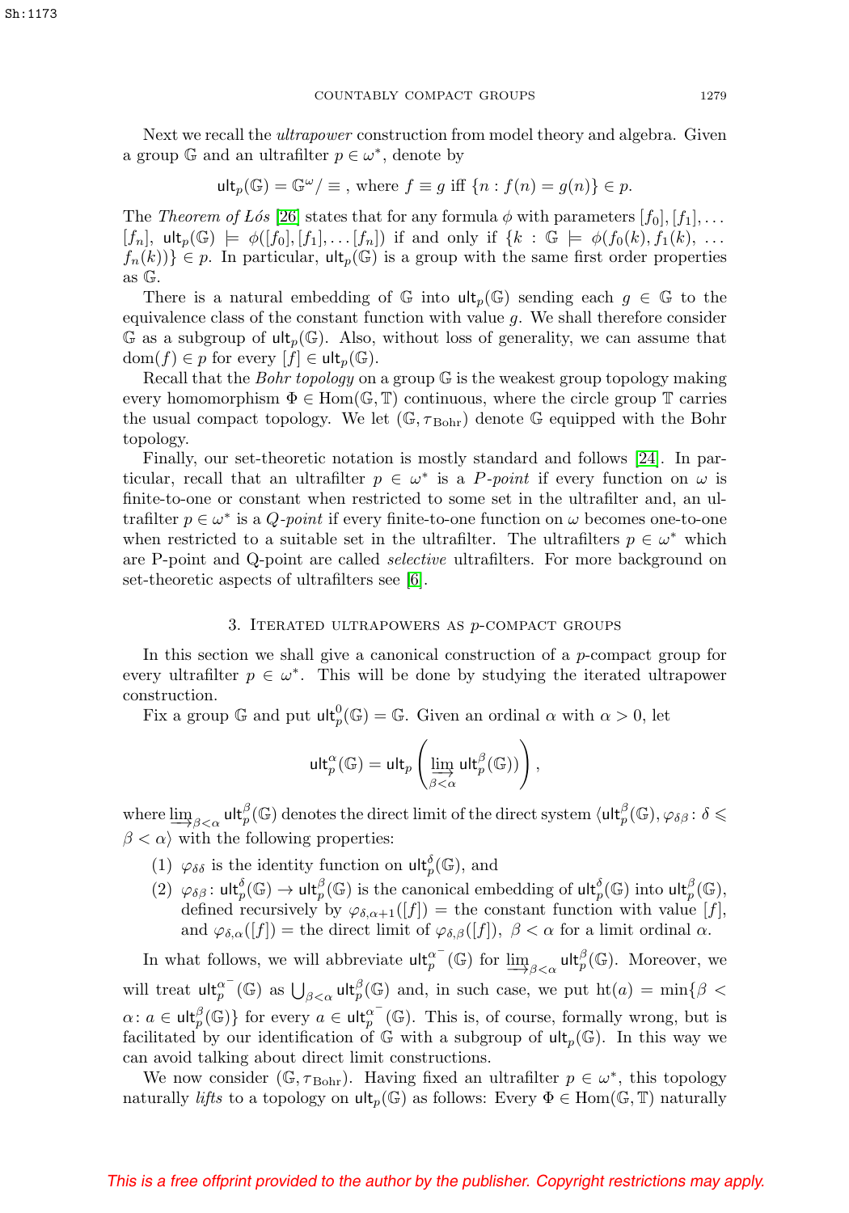Next we recall the *ultrapower* construction from model theory and algebra. Given a group $\mathbb{G}$ and an ultrafilter $p \in \omega^*$, denote by

$$\mathsf{ult}_p(\mathbb{G}) = \mathbb{G}^\omega / \equiv \text{, where } f \equiv g \text{ iff } \{n : f(n) = g(n)\} \in p.$$

The *Theorem of Łós* [26] states that for any formula $\phi$ with parameters $[f_0], [f_1], \ldots [f_n]$, $\mathsf{ult}_p(\mathbb{G}) \models \phi([f_0], [f_1], \ldots [f_n])$ if and only if $\{k : \mathbb{G} \models \phi(f_0(k), f_1(k), \ldots f_n(k))\} \in p$. In particular, $\mathsf{ult}_p(\mathbb{G})$ is a group with the same first order properties as $\mathbb{G}$.

There is a natural embedding of $\mathbb{G}$ into $\mathsf{ult}_p(\mathbb{G})$ sending each $g \in \mathbb{G}$ to the equivalence class of the constant function with value $g$. We shall therefore consider $\mathbb{G}$ as a subgroup of $\mathsf{ult}_p(\mathbb{G})$. Also, without loss of generality, we can assume that $\mathrm{dom}(f) \in p$ for every $[f] \in \mathsf{ult}_p(\mathbb{G})$.

Recall that the *Bohr topology* on a group $\mathbb{G}$ is the weakest group topology making every homomorphism $\Phi \in \mathrm{Hom}(\mathbb{G}, \mathbb{T})$ continuous, where the circle group $\mathbb{T}$ carries the usual compact topology. We let $(\mathbb{G}, \tau_{\mathrm{Bohr}})$ denote $\mathbb{G}$ equipped with the Bohr topology.

Finally, our set-theoretic notation is mostly standard and follows [24]. In particular, recall that an ultrafilter $p \in \omega^*$ is a *P-point* if every function on $\omega$ is finite-to-one or constant when restricted to some set in the ultrafilter and, an ultrafilter $p \in \omega^*$ is a *Q-point* if every finite-to-one function on $\omega$ becomes one-to-one when restricted to a suitable set in the ultrafilter. The ultrafilters $p \in \omega^*$ which are P-point and Q-point are called *selective* ultrafilters. For more background on set-theoretic aspects of ultrafilters see [6].

## 3. Iterated ultrapowers as $p$-compact groups

In this section we shall give a canonical construction of a $p$-compact group for every ultrafilter $p \in \omega^*$. This will be done by studying the iterated ultrapower construction.

Fix a group $\mathbb{G}$ and put $\mathsf{ult}_p^0(\mathbb{G}) = \mathbb{G}$. Given an ordinal $\alpha$ with $\alpha > 0$, let

$$\mathsf{ult}_p^\alpha(\mathbb{G}) = \mathsf{ult}_p\left(\varinjlim_{\beta<\alpha} \mathsf{ult}_p^\beta(\mathbb{G})\right),$$

where $\varinjlim_{\beta<\alpha} \mathsf{ult}_p^\beta(\mathbb{G})$ denotes the direct limit of the direct system $\langle \mathsf{ult}_p^\beta(\mathbb{G}), \varphi_{\delta\beta} : \delta \leqslant \beta < \alpha \rangle$ with the following properties:

1. $\varphi_{\delta\delta}$ is the identity function on $\mathsf{ult}_p^\delta(\mathbb{G})$, and
2. $\varphi_{\delta\beta} : \mathsf{ult}_p^\delta(\mathbb{G}) \to \mathsf{ult}_p^\beta(\mathbb{G})$ is the canonical embedding of $\mathsf{ult}_p^\delta(\mathbb{G})$ into $\mathsf{ult}_p^\beta(\mathbb{G})$, defined recursively by $\varphi_{\delta,\alpha+1}([f])$ = the constant function with value $[f]$, and $\varphi_{\delta,\alpha}([f])$ = the direct limit of $\varphi_{\delta,\beta}([f])$, $\beta < \alpha$ for a limit ordinal $\alpha$.

In what follows, we will abbreviate $\mathsf{ult}_p^{\alpha^-}(\mathbb{G})$ for $\varinjlim_{\beta<\alpha} \mathsf{ult}_p^\beta(\mathbb{G})$. Moreover, we will treat $\mathsf{ult}_p^{\alpha^-}(\mathbb{G})$ as $\bigcup_{\beta<\alpha} \mathsf{ult}_p^\beta(\mathbb{G})$ and, in such case, we put $\mathrm{ht}(a) = \min\{\beta < \alpha : a \in \mathsf{ult}_p^\beta(\mathbb{G})\}$ for every $a \in \mathsf{ult}_p^{\alpha^-}(\mathbb{G})$. This is, of course, formally wrong, but is facilitated by our identification of $\mathbb{G}$ with a subgroup of $\mathsf{ult}_p(\mathbb{G})$. In this way we can avoid talking about direct limit constructions.

We now consider $(\mathbb{G}, \tau_{\mathrm{Bohr}})$. Having fixed an ultrafilter $p \in \omega^*$, this topology naturally *lifts* to a topology on $\mathsf{ult}_p(\mathbb{G})$ as follows: Every $\Phi \in \mathrm{Hom}(\mathbb{G}, \mathbb{T})$ naturally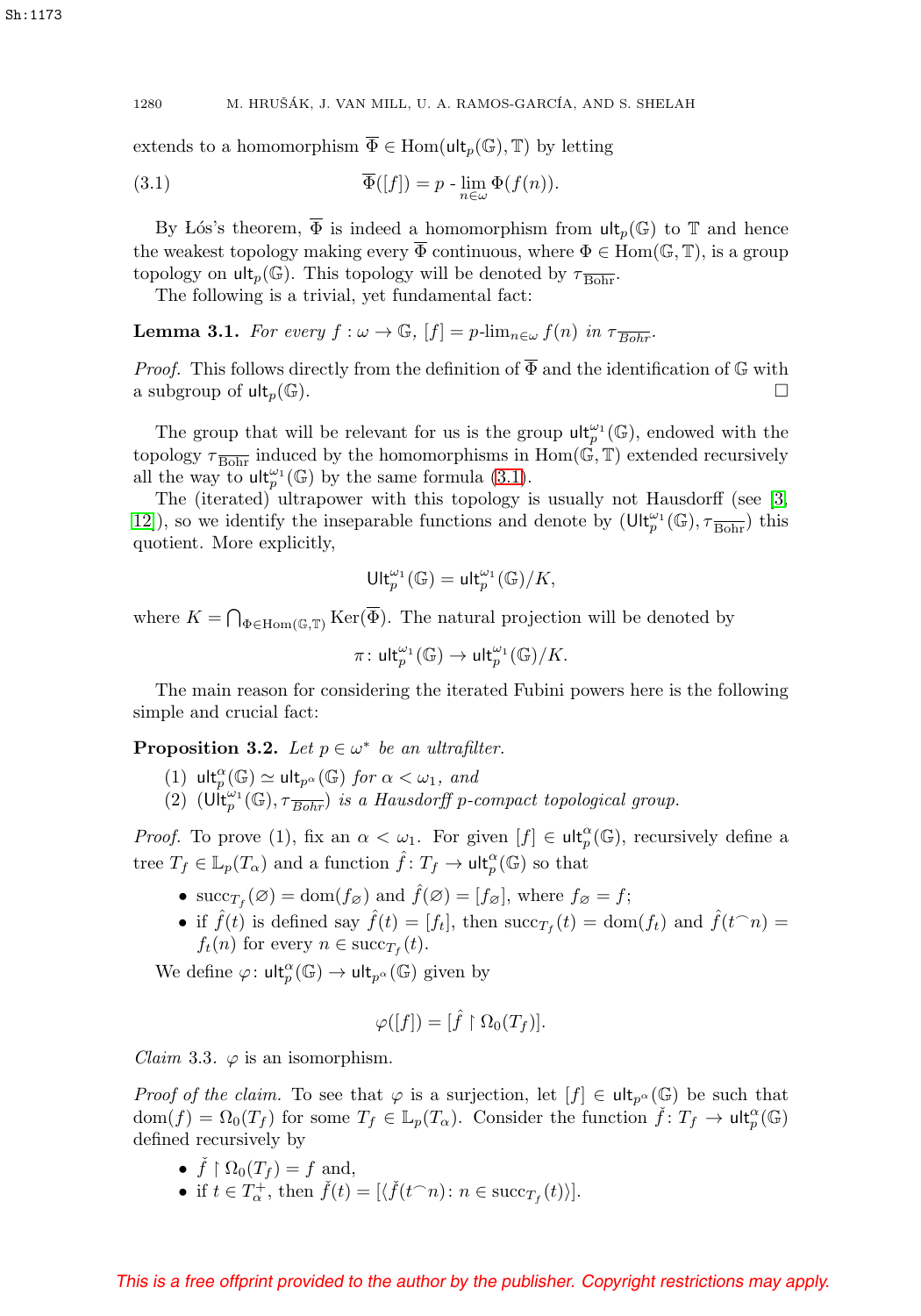extends to a homomorphism $\overline{\Phi} \in \operatorname{Hom}(\mathsf{ult}_p(\mathbb{G}), \mathbb{T})$ by letting

$$\overline{\Phi}([f]) = p\text{ - }\lim_{n\in\omega} \Phi(f(n)). \tag{3.1}$$

By Łós's theorem, $\overline{\Phi}$ is indeed a homomorphism from $\mathsf{ult}_p(\mathbb{G})$ to $\mathbb{T}$ and hence the weakest topology making every $\overline{\Phi}$ continuous, where $\Phi \in \operatorname{Hom}(\mathbb{G}, \mathbb{T})$, is a group topology on $\mathsf{ult}_p(\mathbb{G})$. This topology will be denoted by $\tau_{\overline{\text{Bohr}}}$.

The following is a trivial, yet fundamental fact:

**Lemma 3.1.** *For every $f : \omega \to \mathbb{G}$, $[f] = p\text{-}\lim_{n\in\omega} f(n)$ in $\tau_{\overline{\text{Bohr}}}$.*

*Proof.* This follows directly from the definition of $\overline{\Phi}$ and the identification of $\mathbb{G}$ with a subgroup of $\mathsf{ult}_p(\mathbb{G})$. □

The group that will be relevant for us is the group $\mathsf{ult}_p^{\omega_1}(\mathbb{G})$, endowed with the topology $\tau_{\overline{\text{Bohr}}}$ induced by the homomorphisms in $\operatorname{Hom}(\mathbb{G}, \mathbb{T})$ extended recursively all the way to $\mathsf{ult}_p^{\omega_1}(\mathbb{G})$ by the same formula (3.1).

The (iterated) ultrapower with this topology is usually not Hausdorff (see [3, 12]), so we identify the inseparable functions and denote by $(\mathsf{Ult}_p^{\omega_1}(\mathbb{G}), \tau_{\overline{\text{Bohr}}})$ this quotient. More explicitly,

$$\mathsf{Ult}_p^{\omega_1}(\mathbb{G}) = \mathsf{ult}_p^{\omega_1}(\mathbb{G})/K,$$

where $K = \bigcap_{\Phi\in\operatorname{Hom}(\mathbb{G},\mathbb{T})} \operatorname{Ker}(\overline{\Phi})$. The natural projection will be denoted by

$$\pi \colon \mathsf{ult}_p^{\omega_1}(\mathbb{G}) \to \mathsf{ult}_p^{\omega_1}(\mathbb{G})/K.$$

The main reason for considering the iterated Fubini powers here is the following simple and crucial fact:

**Proposition 3.2.** *Let $p \in \omega^*$ be an ultrafilter.*

1. *$\mathsf{ult}_p^{\alpha}(\mathbb{G}) \simeq \mathsf{ult}_{p^\alpha}(\mathbb{G})$ for $\alpha < \omega_1$, and*
2. *$(\mathsf{Ult}_p^{\omega_1}(\mathbb{G}), \tau_{\overline{\text{Bohr}}})$ is a Hausdorff $p$-compact topological group.*

*Proof.* To prove (1), fix an $\alpha < \omega_1$. For given $[f] \in \mathsf{ult}_p^{\alpha}(\mathbb{G})$, recursively define a tree $T_f \in \mathbb{L}_p(T_\alpha)$ and a function $\hat{f} \colon T_f \to \mathsf{ult}_p^{\alpha}(\mathbb{G})$ so that

- $\operatorname{succ}_{T_f}(\varnothing) = \operatorname{dom}(f_\varnothing)$ and $\hat{f}(\varnothing) = [f_\varnothing]$, where $f_\varnothing = f$;
- if $\hat{f}(t)$ is defined say $\hat{f}(t) = [f_t]$, then $\operatorname{succ}_{T_f}(t) = \operatorname{dom}(f_t)$ and $\hat{f}(t^\frown n) = f_t(n)$ for every $n \in \operatorname{succ}_{T_f}(t)$.

We define $\varphi \colon \mathsf{ult}_p^{\alpha}(\mathbb{G}) \to \mathsf{ult}_{p^\alpha}(\mathbb{G})$ given by

$$\varphi([f]) = [\hat{f} \restriction \Omega_0(T_f)].$$

*Claim* 3.3. $\varphi$ is an isomorphism.

*Proof of the claim.* To see that $\varphi$ is a surjection, let $[f] \in \mathsf{ult}_{p^\alpha}(\mathbb{G})$ be such that $\operatorname{dom}(f) = \Omega_0(T_f)$ for some $T_f \in \mathbb{L}_p(T_\alpha)$. Consider the function $\check{f} \colon T_f \to \mathsf{ult}_p^{\alpha}(\mathbb{G})$ defined recursively by

- $\check{f} \restriction \Omega_0(T_f) = f$ and,
- if $t \in T_\alpha^+$, then $\check{f}(t) = [\langle \check{f}(t^\frown n) \colon n \in \operatorname{succ}_{T_f}(t)\rangle]$.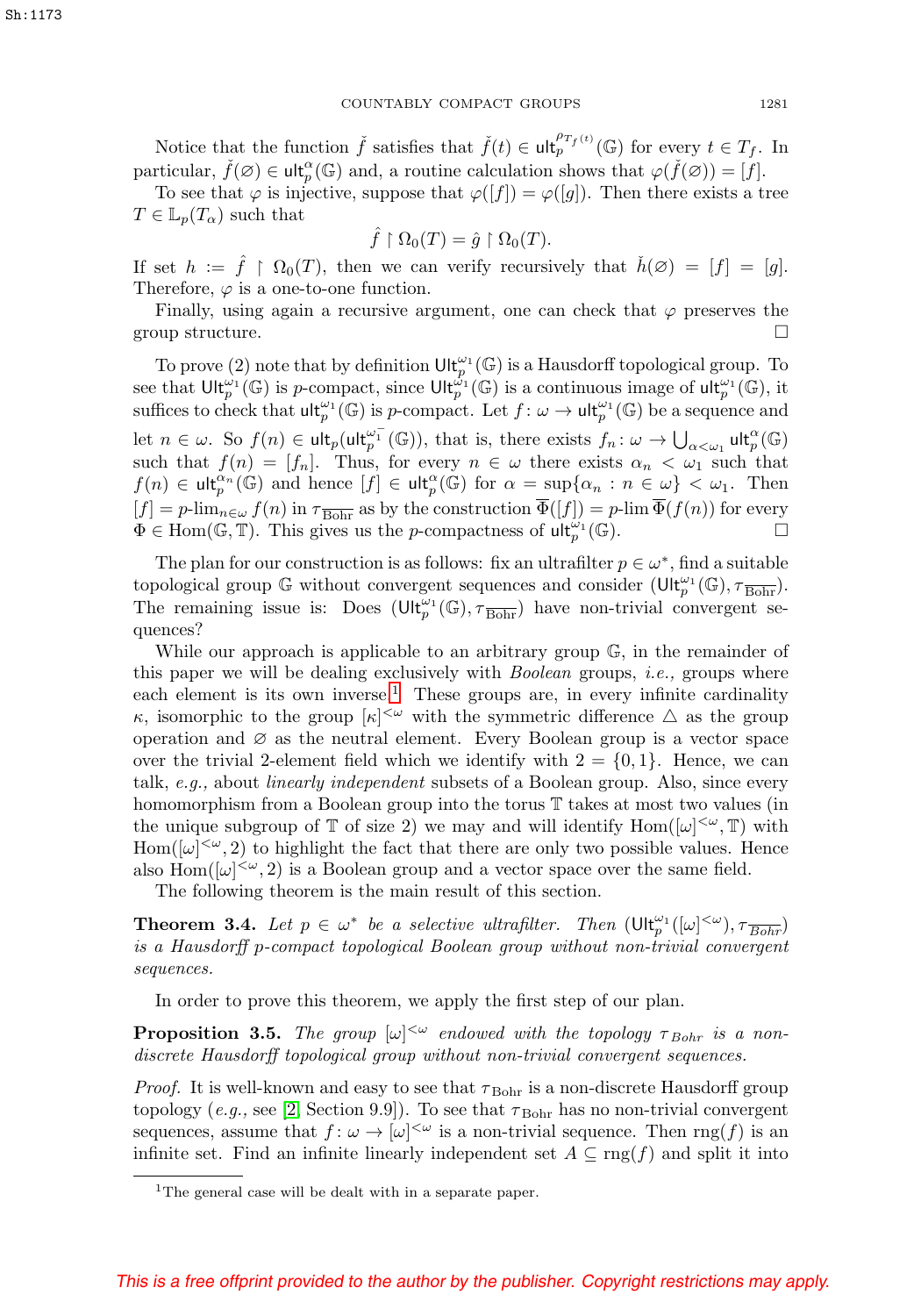Notice that the function $\check{f}$ satisfies that $\check{f}(t) \in \mathsf{ult}_p^{\rho_{T_f}(t)}(\mathbb{G})$ for every $t \in T_f$. In particular, $\check{f}(\varnothing) \in \mathsf{ult}_p^{\alpha}(\mathbb{G})$ and, a routine calculation shows that $\varphi(\check{f}(\varnothing)) = [f]$.

To see that $\varphi$ is injective, suppose that $\varphi([f]) = \varphi([g])$. Then there exists a tree $T \in \mathbb{L}_p(T_\alpha)$ such that

$$\hat{f} \restriction \Omega_0(T) = \hat{g} \restriction \Omega_0(T).$$

If set $h := \hat{f} \restriction \Omega_0(T)$, then we can verify recursively that $\check{h}(\varnothing) = [f] = [g]$. Therefore, $\varphi$ is a one-to-one function.

Finally, using again a recursive argument, one can check that $\varphi$ preserves the group structure. $\square$

To prove (2) note that by definition $\mathsf{Ult}_p^{\omega_1}(\mathbb{G})$ is a Hausdorff topological group. To see that $\mathsf{Ult}_p^{\omega_1}(\mathbb{G})$ is $p$-compact, since $\mathsf{Ult}_p^{\omega_1}(\mathbb{G})$ is a continuous image of $\mathsf{ult}_p^{\omega_1}(\mathbb{G})$, it suffices to check that $\mathsf{ult}_p^{\omega_1}(\mathbb{G})$ is $p$-compact. Let $f\colon \omega \to \mathsf{ult}_p^{\omega_1}(\mathbb{G})$ be a sequence and let $n \in \omega$. So $f(n) \in \mathsf{ult}_p(\mathsf{ult}_p^{\omega_1^-}(\mathbb{G}))$, that is, there exists $f_n\colon \omega \to \bigcup_{\alpha<\omega_1} \mathsf{ult}_p^{\alpha}(\mathbb{G})$ such that $f(n) = [f_n]$. Thus, for every $n \in \omega$ there exists $\alpha_n < \omega_1$ such that $f(n) \in \mathsf{ult}_p^{\alpha_n}(\mathbb{G})$ and hence $[f] \in \mathsf{ult}_p^{\alpha}(\mathbb{G})$ for $\alpha = \sup\{\alpha_n : n \in \omega\} < \omega_1$. Then $[f] = p\text{-}\lim_{n\in\omega} f(n)$ in $\tau_{\overline{\text{Bohr}}}$ as by the construction $\overline{\Phi}([f]) = p\text{-}\lim \overline{\Phi}(f(n))$ for every $\Phi \in \operatorname{Hom}(\mathbb{G}, \mathbb{T})$. This gives us the $p$-compactness of $\mathsf{ult}_p^{\omega_1}(\mathbb{G})$. $\square$

The plan for our construction is as follows: fix an ultrafilter $p \in \omega^*$, find a suitable topological group $\mathbb{G}$ without convergent sequences and consider $(\mathsf{Ult}_p^{\omega_1}(\mathbb{G}), \tau_{\overline{\text{Bohr}}})$. The remaining issue is: Does $(\mathsf{Ult}_p^{\omega_1}(\mathbb{G}), \tau_{\overline{\text{Bohr}}})$ have non-trivial convergent sequences?

While our approach is applicable to an arbitrary group $\mathbb{G}$, in the remainder of this paper we will be dealing exclusively with *Boolean* groups, *i.e.,* groups where each element is its own inverse.[1] These groups are, in every infinite cardinality $\kappa$, isomorphic to the group $[\kappa]^{<\omega}$ with the symmetric difference $\triangle$ as the group operation and $\varnothing$ as the neutral element. Every Boolean group is a vector space over the trivial 2-element field which we identify with $2 = \{0, 1\}$. Hence, we can talk, *e.g.,* about *linearly independent* subsets of a Boolean group. Also, since every homomorphism from a Boolean group into the torus $\mathbb{T}$ takes at most two values (in the unique subgroup of $\mathbb{T}$ of size 2) we may and will identify $\operatorname{Hom}([\omega]^{<\omega}, \mathbb{T})$ with $\operatorname{Hom}([\omega]^{<\omega}, 2)$ to highlight the fact that there are only two possible values. Hence also $\operatorname{Hom}([\omega]^{<\omega}, 2)$ is a Boolean group and a vector space over the same field.

The following theorem is the main result of this section.

**Theorem 3.4.** *Let $p \in \omega^*$ be a selective ultrafilter. Then $(\mathsf{Ult}_p^{\omega_1}([\omega]^{<\omega}), \tau_{\overline{\mathit{Bohr}}})$ is a Hausdorff $p$-compact topological Boolean group without non-trivial convergent sequences.*

In order to prove this theorem, we apply the first step of our plan.

**Proposition 3.5.** *The group $[\omega]^{<\omega}$ endowed with the topology $\tau_{\mathit{Bohr}}$ is a non-discrete Hausdorff topological group without non-trivial convergent sequences.*

*Proof.* It is well-known and easy to see that $\tau_{\text{Bohr}}$ is a non-discrete Hausdorff group topology (*e.g.,* see [2, Section 9.9]). To see that $\tau_{\text{Bohr}}$ has no non-trivial convergent sequences, assume that $f\colon \omega \to [\omega]^{<\omega}$ is a non-trivial sequence. Then $\operatorname{rng}(f)$ is an infinite set. Find an infinite linearly independent set $A \subseteq \operatorname{rng}(f)$ and split it into

[1] The general case will be dealt with in a separate paper.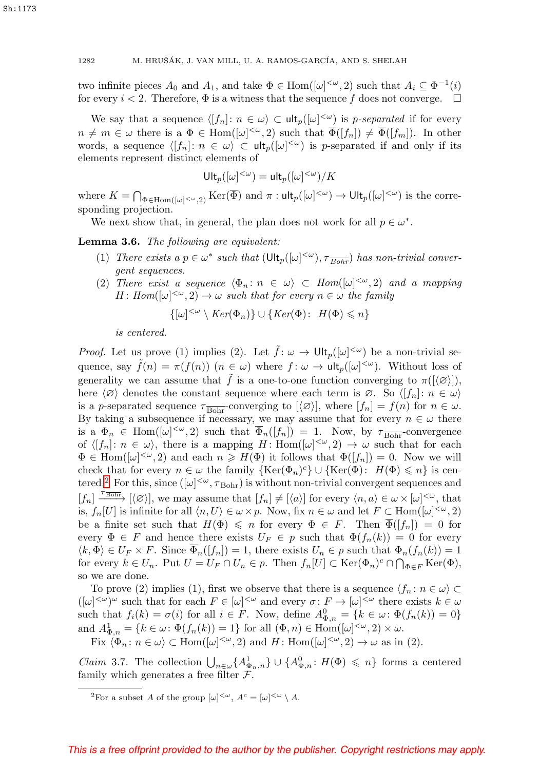two infinite pieces $A_0$ and $A_1$, and take $\Phi \in \mathrm{Hom}([\omega]^{<\omega}, 2)$ such that $A_i \subseteq \Phi^{-1}(i)$ for every $i < 2$. Therefore, $\Phi$ is a witness that the sequence $f$ does not converge. $\square$

We say that a sequence $\langle [f_n] \colon n \in \omega \rangle \subset \mathsf{ult}_p([\omega]^{<\omega})$ is *p-separated* if for every $n \neq m \in \omega$ there is a $\Phi \in \mathrm{Hom}([\omega]^{<\omega}, 2)$ such that $\overline{\Phi}([f_n]) \neq \overline{\Phi}([f_m])$. In other words, a sequence $\langle [f_n] \colon n \in \omega \rangle \subset \mathsf{ult}_p([\omega]^{<\omega})$ is $p$-separated if and only if its elements represent distinct elements of

$$\mathsf{Ult}_p([\omega]^{<\omega}) = \mathsf{ult}_p([\omega]^{<\omega})/K$$

where $K = \bigcap_{\Phi \in \mathrm{Hom}([\omega]^{<\omega},2)} \mathrm{Ker}(\overline{\Phi})$ and $\pi : \mathsf{ult}_p([\omega]^{<\omega}) \to \mathsf{Ult}_p([\omega]^{<\omega})$ is the corresponding projection.

We next show that, in general, the plan does not work for all $p \in \omega^*$.

**Lemma 3.6.** *The following are equivalent:*

1. *There exists a $p \in \omega^*$ such that $(\mathsf{Ult}_p([\omega]^{<\omega}), \tau_{\overline{Bohr}})$ has non-trivial convergent sequences.*
2. *There exist a sequence $\langle \Phi_n \colon n \in \omega \rangle \subset Hom([\omega]^{<\omega}, 2)$ and a mapping $H \colon Hom([\omega]^{<\omega}, 2) \to \omega$ such that for every $n \in \omega$ the family*
$$\{[\omega]^{<\omega} \setminus Ker(\Phi_n)\} \cup \{Ker(\Phi) \colon \ H(\Phi) \leqslant n\}$$
*is centered.*

*Proof.* Let us prove (1) implies (2). Let $\tilde{f} \colon \omega \to \mathsf{Ult}_p([\omega]^{<\omega})$ be a non-trivial sequence, say $\tilde{f}(n) = \pi(f(n))$ $(n \in \omega)$ where $f \colon \omega \to \mathsf{ult}_p([\omega]^{<\omega})$. Without loss of generality we can assume that $\tilde{f}$ is a one-to-one function converging to $\pi([\langle \varnothing \rangle])$, here $\langle \varnothing \rangle$ denotes the constant sequence where each term is $\varnothing$. So $\langle [f_n] \colon n \in \omega \rangle$ is a $p$-separated sequence $\tau_{\overline{\text{Bohr}}}$-converging to $[\langle \varnothing \rangle]$, where $[f_n] = f(n)$ for $n \in \omega$. By taking a subsequence if necessary, we may assume that for every $n \in \omega$ there is a $\Phi_n \in \mathrm{Hom}([\omega]^{<\omega}, 2)$ such that $\overline{\Phi}_n([f_n]) = 1$. Now, by $\tau_{\overline{\text{Bohr}}}$-convergence of $\langle [f_n] \colon n \in \omega \rangle$, there is a mapping $H \colon \mathrm{Hom}([\omega]^{<\omega}, 2) \to \omega$ such that for each $\Phi \in \mathrm{Hom}([\omega]^{<\omega}, 2)$ and each $n \geqslant H(\Phi)$ it follows that $\overline{\Phi}([f_n]) = 0$. Now we will check that for every $n \in \omega$ the family $\{\mathrm{Ker}(\Phi_n)^c\} \cup \{\mathrm{Ker}(\Phi) \colon \ H(\Phi) \leqslant n\}$ is centered.[2] For this, since $([\omega]^{<\omega}, \tau_{\text{Bohr}})$ is without non-trivial convergent sequences and $[f_n] \xrightarrow{\tau_{\overline{\text{Bohr}}}} [\langle \varnothing \rangle]$, we may assume that $[f_n] \neq [\langle a \rangle]$ for every $\langle n, a \rangle \in \omega \times [\omega]^{<\omega}$, that is, $f_n[U]$ is infinite for all $\langle n, U \rangle \in \omega \times p$. Now, fix $n \in \omega$ and let $F \subset \mathrm{Hom}([\omega]^{<\omega}, 2)$ be a finite set such that $H(\Phi) \leqslant n$ for every $\Phi \in F$. Then $\overline{\Phi}([f_n]) = 0$ for every $\Phi \in F$ and hence there exists $U_F \in p$ such that $\Phi(f_n(k)) = 0$ for every $\langle k, \Phi \rangle \in U_F \times F$. Since $\overline{\Phi}_n([f_n]) = 1$, there exists $U_n \in p$ such that $\Phi_n(f_n(k)) = 1$ for every $k \in U_n$. Put $U = U_F \cap U_n \in p$. Then $f_n[U] \subset \mathrm{Ker}(\Phi_n)^c \cap \bigcap_{\Phi \in F} \mathrm{Ker}(\Phi)$, so we are done.

To prove (2) implies (1), first we observe that there is a sequence $\langle f_n \colon n \in \omega \rangle \subset ([\omega]^{<\omega})^\omega$ such that for each $F \in [\omega]^{<\omega}$ and every $\sigma \colon F \to [\omega]^{<\omega}$ there exists $k \in \omega$ such that $f_i(k) = \sigma(i)$ for all $i \in F$. Now, define $A^0_{\Phi,n} = \{k \in \omega \colon \Phi(f_n(k)) = 0\}$ and $A^1_{\Phi,n} = \{k \in \omega \colon \Phi(f_n(k)) = 1\}$ for all $(\Phi, n) \in \mathrm{Hom}([\omega]^{<\omega}, 2) \times \omega$.

Fix $\langle \Phi_n \colon n \in \omega \rangle \subset \mathrm{Hom}([\omega]^{<\omega}, 2)$ and $H \colon \mathrm{Hom}([\omega]^{<\omega}, 2) \to \omega$ as in (2).

*Claim* 3.7. The collection $\bigcup_{n \in \omega} \{A^1_{\Phi_n,n}\} \cup \{A^0_{\Phi,n} \colon H(\Phi) \leqslant n\}$ forms a centered family which generates a free filter $\mathcal{F}$.

[2] For a subset $A$ of the group $[\omega]^{<\omega}$, $A^c = [\omega]^{<\omega} \setminus A$.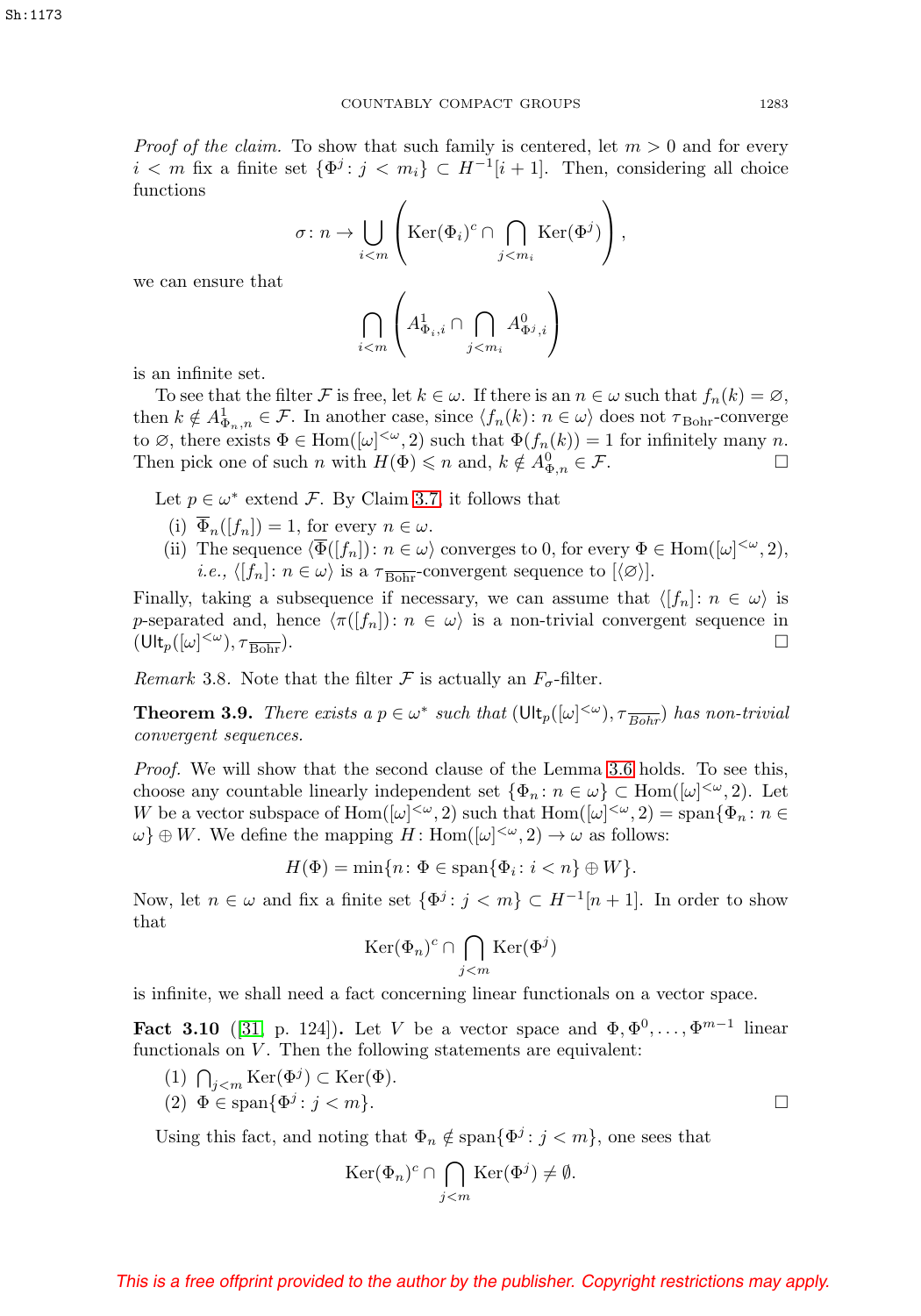*Proof of the claim.* To show that such family is centered, let $m > 0$ and for every $i < m$ fix a finite set $\{\Phi^j\colon j < m_i\} \subset H^{-1}[i+1]$. Then, considering all choice functions

$$\sigma\colon n \to \bigcup_{i<m} \left( \mathrm{Ker}(\Phi_i)^c \cap \bigcap_{j<m_i} \mathrm{Ker}(\Phi^j) \right),$$

we can ensure that

$$\bigcap_{i<m} \left( A^1_{\Phi_i, i} \cap \bigcap_{j<m_i} A^0_{\Phi^j, i} \right)$$

is an infinite set.

To see that the filter $\mathcal{F}$ is free, let $k \in \omega$. If there is an $n \in \omega$ such that $f_n(k) = \varnothing$, then $k \notin A^1_{\Phi_n, n} \in \mathcal{F}$. In another case, since $\langle f_n(k)\colon n \in \omega\rangle$ does not $\tau_{\mathrm{Bohr}}$-converge to $\varnothing$, there exists $\Phi \in \mathrm{Hom}([\omega]^{<\omega}, 2)$ such that $\Phi(f_n(k)) = 1$ for infinitely many $n$. Then pick one of such $n$ with $H(\Phi) \leqslant n$ and, $k \notin A^0_{\Phi,n} \in \mathcal{F}$. $\square$

Let $p \in \omega^*$ extend $\mathcal{F}$. By Claim 3.7, it follows that

(i) $\overline{\Phi}_n([f_n]) = 1$, for every $n \in \omega$.

(ii) The sequence $\langle \overline{\Phi}([f_n])\colon n \in \omega\rangle$ converges to 0, for every $\Phi \in \mathrm{Hom}([\omega]^{<\omega}, 2)$, *i.e.*, $\langle [f_n]\colon n \in \omega\rangle$ is a $\tau_{\overline{\mathrm{Bohr}}}$-convergent sequence to $[\langle \varnothing\rangle]$.

Finally, taking a subsequence if necessary, we can assume that $\langle [f_n]\colon n \in \omega\rangle$ is $p$-separated and, hence $\langle \pi([f_n])\colon n \in \omega\rangle$ is a non-trivial convergent sequence in $(\mathsf{Ult}_p([\omega]^{<\omega}), \tau_{\overline{\mathrm{Bohr}}})$. $\square$

*Remark* 3.8. Note that the filter $\mathcal{F}$ is actually an $F_\sigma$-filter.

**Theorem 3.9.** *There exists a $p \in \omega^*$ such that $(\mathsf{Ult}_p([\omega]^{<\omega}), \tau_{\overline{Bohr}})$ has non-trivial convergent sequences.*

*Proof.* We will show that the second clause of the Lemma 3.6 holds. To see this, choose any countable linearly independent set $\{\Phi_n\colon n \in \omega\} \subset \mathrm{Hom}([\omega]^{<\omega}, 2)$. Let $W$ be a vector subspace of $\mathrm{Hom}([\omega]^{<\omega}, 2)$ such that $\mathrm{Hom}([\omega]^{<\omega}, 2) = \mathrm{span}\{\Phi_n\colon n \in \omega\} \oplus W$. We define the mapping $H\colon \mathrm{Hom}([\omega]^{<\omega}, 2) \to \omega$ as follows:

$$H(\Phi) = \min\{n\colon \Phi \in \mathrm{span}\{\Phi_i\colon i < n\} \oplus W\}.$$

Now, let $n \in \omega$ and fix a finite set $\{\Phi^j\colon j < m\} \subset H^{-1}[n+1]$. In order to show that

$$\mathrm{Ker}(\Phi_n)^c \cap \bigcap_{j<m} \mathrm{Ker}(\Phi^j)$$

is infinite, we shall need a fact concerning linear functionals on a vector space.

**Fact 3.10** ([31, p. 124])**.** Let $V$ be a vector space and $\Phi, \Phi^0, \ldots, \Phi^{m-1}$ linear functionals on $V$. Then the following statements are equivalent:

(1) $\bigcap_{j<m} \mathrm{Ker}(\Phi^j) \subset \mathrm{Ker}(\Phi)$.

(2) $\Phi \in \mathrm{span}\{\Phi^j\colon j < m\}$. $\square$

Using this fact, and noting that $\Phi_n \notin \mathrm{span}\{\Phi^j\colon j < m\}$, one sees that

$$\mathrm{Ker}(\Phi_n)^c \cap \bigcap_{j<m} \mathrm{Ker}(\Phi^j) \neq \emptyset.$$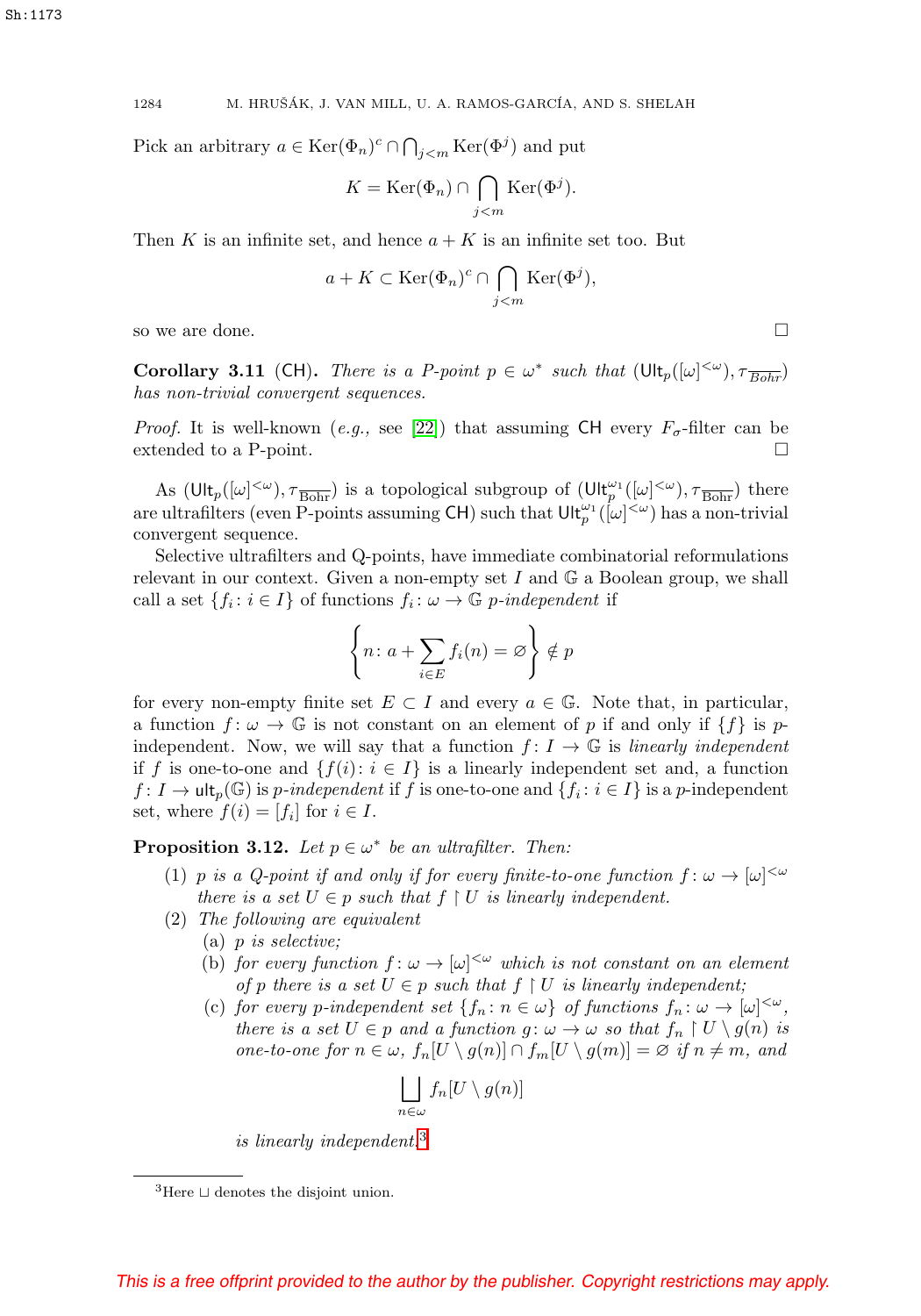Pick an arbitrary $a \in \operatorname{Ker}(\Phi_n)^c \cap \bigcap_{j<m} \operatorname{Ker}(\Phi^j)$ and put

$$K = \operatorname{Ker}(\Phi_n) \cap \bigcap_{j<m} \operatorname{Ker}(\Phi^j).$$

Then $K$ is an infinite set, and hence $a + K$ is an infinite set too. But

$$a + K \subset \operatorname{Ker}(\Phi_n)^c \cap \bigcap_{j<m} \operatorname{Ker}(\Phi^j),$$

so we are done. $\square$

**Corollary 3.11** (CH). *There is a P-point $p \in \omega^*$ such that $(\mathsf{Ult}_p([\omega]^{<\omega}), \tau_{\overline{Bohr}})$ has non-trivial convergent sequences.*

*Proof.* It is well-known (*e.g.*, see [22]) that assuming CH every $F_\sigma$-filter can be extended to a P-point. $\square$

As $(\mathsf{Ult}_p([\omega]^{<\omega}), \tau_{\overline{\text{Bohr}}})$ is a topological subgroup of $(\mathsf{Ult}_p^{\omega_1}([\omega]^{<\omega}), \tau_{\overline{\text{Bohr}}})$ there are ultrafilters (even P-points assuming CH) such that $\mathsf{Ult}_p^{\omega_1}([\omega]^{<\omega})$ has a non-trivial convergent sequence.

Selective ultrafilters and Q-points, have immediate combinatorial reformulations relevant in our context. Given a non-empty set $I$ and $\mathbb{G}$ a Boolean group, we shall call a set $\{f_i : i \in I\}$ of functions $f_i : \omega \to \mathbb{G}$ *p-independent* if

$$\left\{ n : a + \sum_{i \in E} f_i(n) = \varnothing \right\} \notin p$$

for every non-empty finite set $E \subset I$ and every $a \in \mathbb{G}$. Note that, in particular, a function $f : \omega \to \mathbb{G}$ is not constant on an element of $p$ if and only if $\{f\}$ is $p$-independent. Now, we will say that a function $f : I \to \mathbb{G}$ is *linearly independent* if $f$ is one-to-one and $\{f(i) : i \in I\}$ is a linearly independent set and, a function $f : I \to \mathsf{ult}_p(\mathbb{G})$ is *p-independent* if $f$ is one-to-one and $\{f_i : i \in I\}$ is a $p$-independent set, where $f(i) = [f_i]$ for $i \in I$.

**Proposition 3.12.** *Let $p \in \omega^*$ be an ultrafilter. Then:*

1. *$p$ is a Q-point if and only if for every finite-to-one function $f : \omega \to [\omega]^{<\omega}$ there is a set $U \in p$ such that $f \restriction U$ is linearly independent.*
2. *The following are equivalent*
   (a) *$p$ is selective;*
   (b) *for every function $f : \omega \to [\omega]^{<\omega}$ which is not constant on an element of $p$ there is a set $U \in p$ such that $f \restriction U$ is linearly independent;*
   (c) *for every $p$-independent set $\{f_n : n \in \omega\}$ of functions $f_n : \omega \to [\omega]^{<\omega}$, there is a set $U \in p$ and a function $g : \omega \to \omega$ so that $f_n \restriction U \setminus g(n)$ is one-to-one for $n \in \omega$, $f_n[U \setminus g(n)] \cap f_m[U \setminus g(m)] = \varnothing$ if $n \neq m$, and*

$$\bigsqcup_{n \in \omega} f_n[U \setminus g(n)]$$

*is linearly independent.*[3]

[3] Here $\sqcup$ denotes the disjoint union.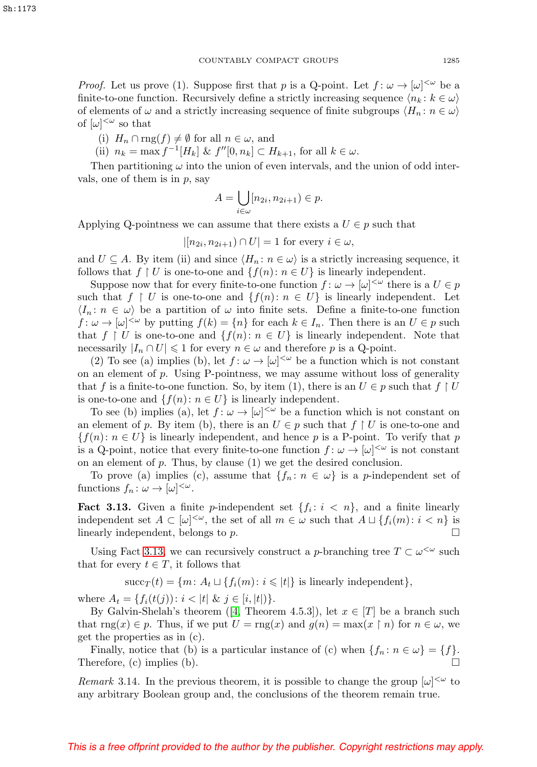*Proof.* Let us prove (1). Suppose first that $p$ is a Q-point. Let $f\colon \omega \to [\omega]^{<\omega}$ be a finite-to-one function. Recursively define a strictly increasing sequence $\langle n_k \colon k \in \omega\rangle$ of elements of $\omega$ and a strictly increasing sequence of finite subgroups $\langle H_n \colon n \in \omega\rangle$ of $[\omega]^{<\omega}$ so that

(i) $H_n \cap \operatorname{rng}(f) \neq \emptyset$ for all $n \in \omega$, and

(ii) $n_k = \max f^{-1}[H_k]$ & $f''[0, n_k] \subset H_{k+1}$, for all $k \in \omega$.

Then partitioning $\omega$ into the union of even intervals, and the union of odd intervals, one of them is in $p$, say

$$A = \bigcup_{i\in\omega} [n_{2i}, n_{2i+1}) \in p.$$

Applying Q-pointness we can assume that there exists a $U \in p$ such that

$$|[n_{2i}, n_{2i+1}) \cap U| = 1 \text{ for every } i \in \omega,$$

and $U \subseteq A$. By item (ii) and since $\langle H_n \colon n \in \omega\rangle$ is a strictly increasing sequence, it follows that $f \restriction U$ is one-to-one and $\{f(n) \colon n \in U\}$ is linearly independent.

Suppose now that for every finite-to-one function $f\colon \omega \to [\omega]^{<\omega}$ there is a $U \in p$ such that $f \restriction U$ is one-to-one and $\{f(n) \colon n \in U\}$ is linearly independent. Let $\langle I_n \colon n \in \omega\rangle$ be a partition of $\omega$ into finite sets. Define a finite-to-one function $f\colon \omega \to [\omega]^{<\omega}$ by putting $f(k) = \{n\}$ for each $k \in I_n$. Then there is an $U \in p$ such that $f \restriction U$ is one-to-one and $\{f(n) \colon n \in U\}$ is linearly independent. Note that necessarily $|I_n \cap U| \leqslant 1$ for every $n \in \omega$ and therefore $p$ is a Q-point.

(2) To see (a) implies (b), let $f\colon \omega \to [\omega]^{<\omega}$ be a function which is not constant on an element of $p$. Using P-pointness, we may assume without loss of generality that $f$ is a finite-to-one function. So, by item (1), there is an $U \in p$ such that $f \restriction U$ is one-to-one and $\{f(n) \colon n \in U\}$ is linearly independent.

To see (b) implies (a), let $f\colon \omega \to [\omega]^{<\omega}$ be a function which is not constant on an element of $p$. By item (b), there is an $U \in p$ such that $f \restriction U$ is one-to-one and $\{f(n) \colon n \in U\}$ is linearly independent, and hence $p$ is a P-point. To verify that $p$ is a Q-point, notice that every finite-to-one function $f\colon \omega \to [\omega]^{<\omega}$ is not constant on an element of $p$. Thus, by clause (1) we get the desired conclusion.

To prove (a) implies (c), assume that $\{f_n \colon n \in \omega\}$ is a $p$-independent set of functions $f_n\colon \omega \to [\omega]^{<\omega}$.

**Fact 3.13.** Given a finite $p$-independent set $\{f_i \colon i < n\}$, and a finite linearly independent set $A \subset [\omega]^{<\omega}$, the set of all $m \in \omega$ such that $A \sqcup \{f_i(m) \colon i < n\}$ is linearly independent, belongs to $p$. $\square$

Using Fact 3.13, we can recursively construct a $p$-branching tree $T \subset \omega^{<\omega}$ such that for every $t \in T$, it follows that

$$\operatorname{succ}_T(t) = \{m \colon A_t \sqcup \{f_i(m) \colon i \leqslant |t|\} \text{ is linearly independent}\},$$

where $A_t = \{f_i(t(j)) \colon i < |t| \;\&\; j \in [i, |t|)\}$.

By Galvin-Shelah's theorem ([4, Theorem 4.5.3]), let $x \in [T]$ be a branch such that $\operatorname{rng}(x) \in p$. Thus, if we put $U = \operatorname{rng}(x)$ and $g(n) = \max(x \restriction n)$ for $n \in \omega$, we get the properties as in (c).

Finally, notice that (b) is a particular instance of (c) when $\{f_n \colon n \in \omega\} = \{f\}$. Therefore, (c) implies (b). $\square$

*Remark* 3.14. In the previous theorem, it is possible to change the group $[\omega]^{<\omega}$ to any arbitrary Boolean group and, the conclusions of the theorem remain true.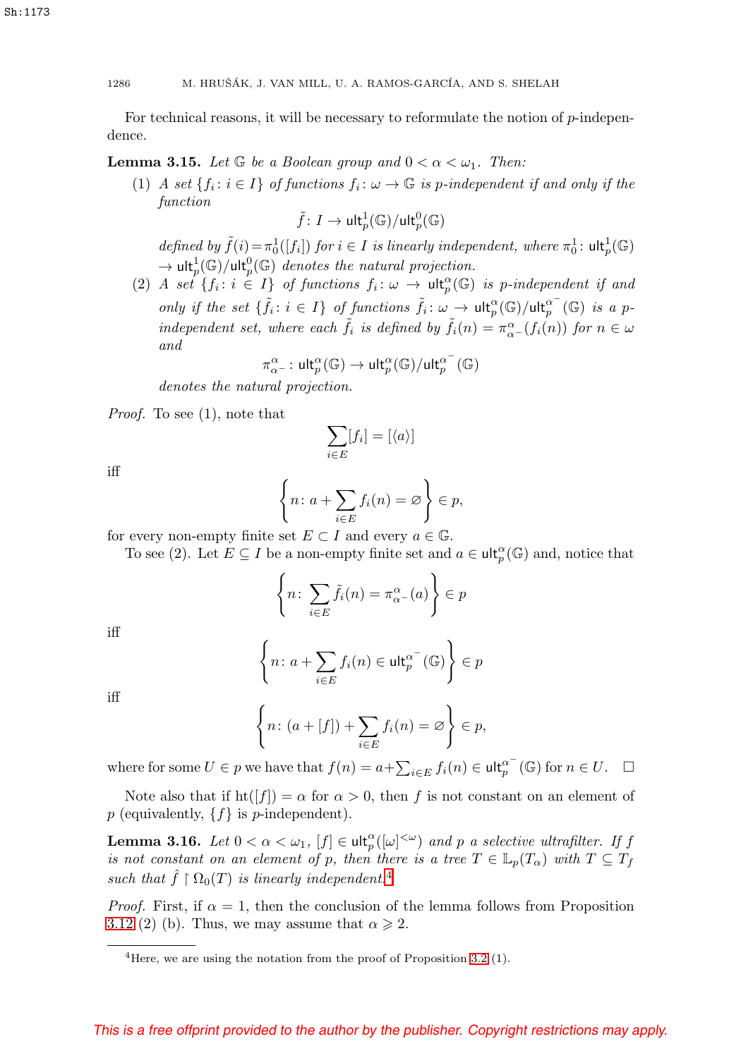For technical reasons, it will be necessary to reformulate the notion of $p$-independence.

**Lemma 3.15.** *Let $\mathbb{G}$ be a Boolean group and $0 < \alpha < \omega_1$. Then:*

1. *A set $\{f_i : i \in I\}$ of functions $f_i : \omega \to \mathbb{G}$ is $p$-independent if and only if the function*
$$\tilde{f} : I \to \mathsf{ult}^1_p(\mathbb{G})/\mathsf{ult}^0_p(\mathbb{G})$$
*defined by $\tilde{f}(i) = \pi^1_0([f_i])$ for $i \in I$ is linearly independent, where $\pi^1_0 : \mathsf{ult}^1_p(\mathbb{G}) \to \mathsf{ult}^1_p(\mathbb{G})/\mathsf{ult}^0_p(\mathbb{G})$ denotes the natural projection.*
2. *A set $\{f_i : i \in I\}$ of functions $f_i : \omega \to \mathsf{ult}^\alpha_p(\mathbb{G})$ is $p$-independent if and only if the set $\{\tilde{f}_i : i \in I\}$ of functions $\tilde{f}_i : \omega \to \mathsf{ult}^\alpha_p(\mathbb{G})/\mathsf{ult}^{\alpha^-}_p(\mathbb{G})$ is a $p$-independent set, where each $\tilde{f}_i$ is defined by $\tilde{f}_i(n) = \pi^\alpha_{\alpha^-}(f_i(n))$ for $n \in \omega$ and*
$$\pi^\alpha_{\alpha^-} : \mathsf{ult}^\alpha_p(\mathbb{G}) \to \mathsf{ult}^\alpha_p(\mathbb{G})/\mathsf{ult}^{\alpha^-}_p(\mathbb{G})$$
*denotes the natural projection.*

*Proof.* To see (1), note that
$$\sum_{i \in E} [f_i] = [\langle a \rangle]$$
iff
$$\left\{ n : a + \sum_{i \in E} f_i(n) = \varnothing \right\} \in p,$$
for every non-empty finite set $E \subset I$ and every $a \in \mathbb{G}$.

To see (2). Let $E \subseteq I$ be a non-empty finite set and $a \in \mathsf{ult}^\alpha_p(\mathbb{G})$ and, notice that
$$\left\{ n : \sum_{i \in E} \tilde{f}_i(n) = \pi^\alpha_{\alpha^-}(a) \right\} \in p$$
iff
$$\left\{ n : a + \sum_{i \in E} f_i(n) \in \mathsf{ult}^{\alpha^-}_p(\mathbb{G}) \right\} \in p$$
iff
$$\left\{ n : (a + [f]) + \sum_{i \in E} f_i(n) = \varnothing \right\} \in p,$$
where for some $U \in p$ we have that $f(n) = a + \sum_{i \in E} f_i(n) \in \mathsf{ult}^{\alpha^-}_p(\mathbb{G})$ for $n \in U$. $\square$

Note also that if $\mathrm{ht}([f]) = \alpha$ for $\alpha > 0$, then $f$ is not constant on an element of $p$ (equivalently, $\{f\}$ is $p$-independent).

**Lemma 3.16.** *Let $0 < \alpha < \omega_1$, $[f] \in \mathsf{ult}^\alpha_p([\omega]^{<\omega})$ and $p$ a selective ultrafilter. If $f$ is not constant on an element of $p$, then there is a tree $T \in \mathbb{L}_p(T_\alpha)$ with $T \subseteq T_f$ such that $\hat{f} \restriction \Omega_0(T)$ is linearly independent.*[4]

*Proof.* First, if $\alpha = 1$, then the conclusion of the lemma follows from Proposition 3.12 (2) (b). Thus, we may assume that $\alpha \geqslant 2$.

[4] Here, we are using the notation from the proof of Proposition 3.2 (1).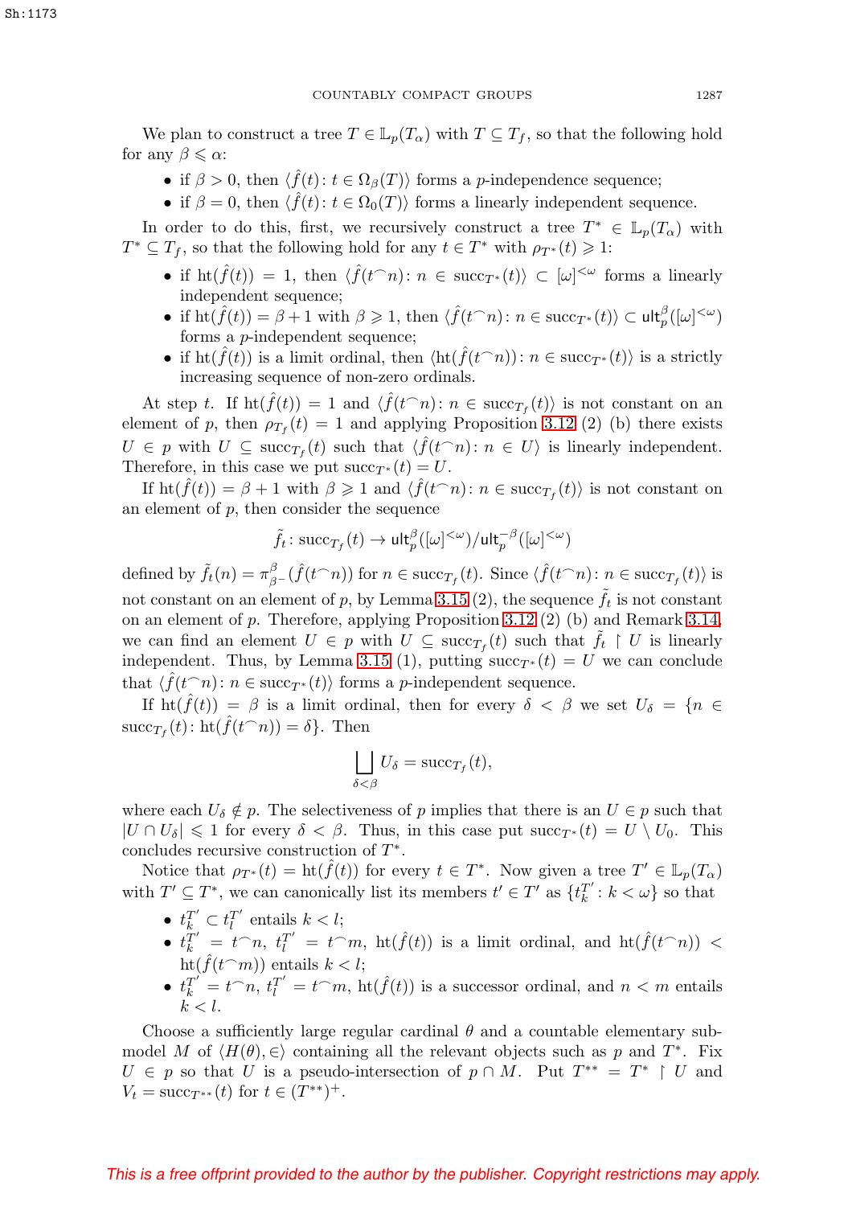We plan to construct a tree $T \in \mathbb{L}_p(T_\alpha)$ with $T \subseteq T_f$, so that the following hold for any $\beta \leqslant \alpha$:

- if $\beta > 0$, then $\langle \hat{f}(t) \colon t \in \Omega_\beta(T) \rangle$ forms a $p$-independence sequence;
- if $\beta = 0$, then $\langle \hat{f}(t) \colon t \in \Omega_0(T) \rangle$ forms a linearly independent sequence.

In order to do this, first, we recursively construct a tree $T^* \in \mathbb{L}_p(T_\alpha)$ with $T^* \subseteq T_f$, so that the following hold for any $t \in T^*$ with $\rho_{T^*}(t) \geqslant 1$:

- if $\mathrm{ht}(\hat{f}(t)) = 1$, then $\langle \hat{f}(t^\frown n) \colon n \in \mathrm{succ}_{T^*}(t) \rangle \subset [\omega]^{<\omega}$ forms a linearly independent sequence;
- if $\mathrm{ht}(\hat{f}(t)) = \beta + 1$ with $\beta \geqslant 1$, then $\langle \hat{f}(t^\frown n) \colon n \in \mathrm{succ}_{T^*}(t) \rangle \subset \mathsf{ult}_p^\beta([\omega]^{<\omega})$ forms a $p$-independent sequence;
- if $\mathrm{ht}(\hat{f}(t))$ is a limit ordinal, then $\langle \mathrm{ht}(\hat{f}(t^\frown n)) \colon n \in \mathrm{succ}_{T^*}(t) \rangle$ is a strictly increasing sequence of non-zero ordinals.

At step $t$. If $\mathrm{ht}(\hat{f}(t)) = 1$ and $\langle \hat{f}(t^\frown n) \colon n \in \mathrm{succ}_{T_f}(t) \rangle$ is not constant on an element of $p$, then $\rho_{T_f}(t) = 1$ and applying Proposition 3.12 (2) (b) there exists $U \in p$ with $U \subseteq \mathrm{succ}_{T_f}(t)$ such that $\langle \hat{f}(t^\frown n) \colon n \in U \rangle$ is linearly independent. Therefore, in this case we put $\mathrm{succ}_{T^*}(t) = U$.

If $\mathrm{ht}(\hat{f}(t)) = \beta + 1$ with $\beta \geqslant 1$ and $\langle \hat{f}(t^\frown n) \colon n \in \mathrm{succ}_{T_f}(t) \rangle$ is not constant on an element of $p$, then consider the sequence

$$\tilde{f}_t \colon \mathrm{succ}_{T_f}(t) \to \mathsf{ult}_p^\beta([\omega]^{<\omega}) / \mathsf{ult}_p^{-\beta}([\omega]^{<\omega})$$

defined by $\tilde{f}_t(n) = \pi^\beta_{\beta^-}(\hat{f}(t^\frown n))$ for $n \in \mathrm{succ}_{T_f}(t)$. Since $\langle \hat{f}(t^\frown n) \colon n \in \mathrm{succ}_{T_f}(t) \rangle$ is not constant on an element of $p$, by Lemma 3.15 (2), the sequence $\tilde{f}_t$ is not constant on an element of $p$. Therefore, applying Proposition 3.12 (2) (b) and Remark 3.14, we can find an element $U \in p$ with $U \subseteq \mathrm{succ}_{T_f}(t)$ such that $\tilde{f}_t \restriction U$ is linearly independent. Thus, by Lemma 3.15 (1), putting $\mathrm{succ}_{T^*}(t) = U$ we can conclude that $\langle \hat{f}(t^\frown n) \colon n \in \mathrm{succ}_{T^*}(t) \rangle$ forms a $p$-independent sequence.

If $\mathrm{ht}(\hat{f}(t)) = \beta$ is a limit ordinal, then for every $\delta < \beta$ we set $U_\delta = \{n \in \mathrm{succ}_{T_f}(t) \colon \mathrm{ht}(\hat{f}(t^\frown n)) = \delta\}$. Then

$$\bigsqcup_{\delta < \beta} U_\delta = \mathrm{succ}_{T_f}(t),$$

where each $U_\delta \notin p$. The selectiveness of $p$ implies that there is an $U \in p$ such that $|U \cap U_\delta| \leqslant 1$ for every $\delta < \beta$. Thus, in this case put $\mathrm{succ}_{T^*}(t) = U \setminus U_0$. This concludes recursive construction of $T^*$.

Notice that $\rho_{T^*}(t) = \mathrm{ht}(\hat{f}(t))$ for every $t \in T^*$. Now given a tree $T' \in \mathbb{L}_p(T_\alpha)$ with $T' \subseteq T^*$, we can canonically list its members $t' \in T'$ as $\{t_k^{T'} \colon k < \omega\}$ so that

- $t_k^{T'} \subset t_l^{T'}$ entails $k < l$;
- $t_k^{T'} = t^\frown n$, $t_l^{T'} = t^\frown m$, $\mathrm{ht}(\hat{f}(t))$ is a limit ordinal, and $\mathrm{ht}(\hat{f}(t^\frown n)) < \mathrm{ht}(\hat{f}(t^\frown m))$ entails $k < l$;
- $t_k^{T'} = t^\frown n$, $t_l^{T'} = t^\frown m$, $\mathrm{ht}(\hat{f}(t))$ is a successor ordinal, and $n < m$ entails $k < l$.

Choose a sufficiently large regular cardinal $\theta$ and a countable elementary submodel $M$ of $\langle H(\theta), \in \rangle$ containing all the relevant objects such as $p$ and $T^*$. Fix $U \in p$ so that $U$ is a pseudo-intersection of $p \cap M$. Put $T^{**} = T^* \restriction U$ and $V_t = \mathrm{succ}_{T^{**}}(t)$ for $t \in (T^{**})^+$.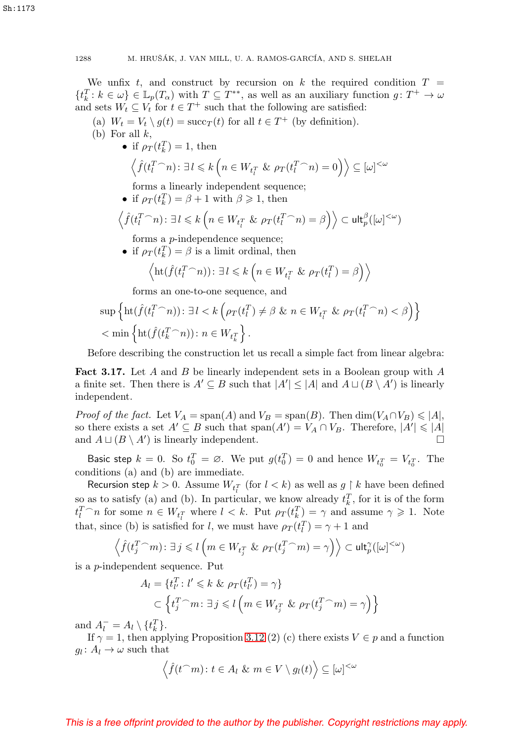We unfix $t$, and construct by recursion on $k$ the required condition $T = \{t^T_k : k \in \omega\} \in \mathbb{L}_p(T_\alpha)$ with $T \subseteq T^{**}$, as well as an auxiliary function $g\colon T^+ \to \omega$ and sets $W_t \subseteq V_t$ for $t \in T^+$ such that the following are satisfied:

(a) $W_t = V_t \setminus g(t) = \mathrm{succ}_T(t)$ for all $t \in T^+$ (by definition).

(b) For all $k$,

- if $\rho_T(t^T_k) = 1$, then
$$\left\langle \hat{f}(t^T_l{}^\frown n) \colon \exists\, l \leqslant k \left(n \in W_{t^T_l} \;\&\; \rho_T(t^T_l{}^\frown n) = 0\right) \right\rangle \subseteq [\omega]^{<\omega}$$
forms a linearly independent sequence;
- if $\rho_T(t^T_k) = \beta + 1$ with $\beta \geqslant 1$, then
$$\left\langle \hat{f}(t^T_l{}^\frown n) \colon \exists\, l \leqslant k \left(n \in W_{t^T_l} \;\&\; \rho_T(t^T_l{}^\frown n) = \beta\right) \right\rangle \subset \mathsf{ult}^\beta_p([\omega]^{<\omega})$$
forms a $p$-independence sequence;
- if $\rho_T(t^T_k) = \beta$ is a limit ordinal, then
$$\left\langle \mathrm{ht}(\hat{f}(t^T_l{}^\frown n)) \colon \exists\, l \leqslant k \left(n \in W_{t^T_l} \;\&\; \rho_T(t^T_l) = \beta\right) \right\rangle$$
forms an one-to-one sequence, and
$$\sup\left\{ \mathrm{ht}(\hat{f}(t^T_l{}^\frown n)) \colon \exists\, l < k \left(\rho_T(t^T_l) \neq \beta \;\&\; n \in W_{t^T_l} \;\&\; \rho_T(t^T_l{}^\frown n) < \beta\right) \right\}$$
$$< \min\left\{ \mathrm{ht}(\hat{f}(t^T_k{}^\frown n)) \colon n \in W_{t^T_k} \right\}.$$

Before describing the construction let us recall a simple fact from linear algebra:

**Fact 3.17.** Let $A$ and $B$ be linearly independent sets in a Boolean group with $A$ a finite set. Then there is $A' \subseteq B$ such that $|A'| \leq |A|$ and $A \sqcup (B \setminus A')$ is linearly independent.

*Proof of the fact.* Let $V_A = \mathrm{span}(A)$ and $V_B = \mathrm{span}(B)$. Then $\dim(V_A \cap V_B) \leqslant |A|$, so there exists a set $A' \subseteq B$ such that $\mathrm{span}(A') = V_A \cap V_B$. Therefore, $|A'| \leqslant |A|$ and $A \sqcup (B \setminus A')$ is linearly independent. $\square$

Basic step $k = 0$. So $t^T_0 = \varnothing$. We put $g(t^T_0) = 0$ and hence $W_{t^T_0} = V_{t^T_0}$. The conditions (a) and (b) are immediate.

Recursion step $k > 0$. Assume $W_{t^T_l}$ (for $l < k$) as well as $g \restriction k$ have been defined so as to satisfy (a) and (b). In particular, we know already $t^T_k$, for it is of the form $t^T_l{}^\frown n$ for some $n \in W_{t^T_l}$ where $l < k$. Put $\rho_T(t^T_k) = \gamma$ and assume $\gamma \geqslant 1$. Note that, since (b) is satisfied for $l$, we must have $\rho_T(t^T_l) = \gamma + 1$ and
$$\left\langle \hat{f}(t^T_j{}^\frown m) \colon \exists\, j \leqslant l \left(m \in W_{t^T_j} \;\&\; \rho_T(t^T_j{}^\frown m) = \gamma\right) \right\rangle \subset \mathsf{ult}^\gamma_p([\omega]^{<\omega})$$
is a $p$-independent sequence. Put
$$A_l = \{t^T_{l'} \colon l' \leqslant k \;\&\; \rho_T(t^T_{l'}) = \gamma\}$$
$$\subset \left\{ t^T_j{}^\frown m \colon \exists\, j \leqslant l \left(m \in W_{t^T_j} \;\&\; \rho_T(t^T_j{}^\frown m) = \gamma\right) \right\}$$
and $A^-_l = A_l \setminus \{t^T_k\}$.

If $\gamma = 1$, then applying Proposition 3.12 (2) (c) there exists $V \in p$ and a function $g_l \colon A_l \to \omega$ such that
$$\left\langle \hat{f}(t^\frown m) \colon t \in A_l \;\&\; m \in V \setminus g_l(t) \right\rangle \subseteq [\omega]^{<\omega}$$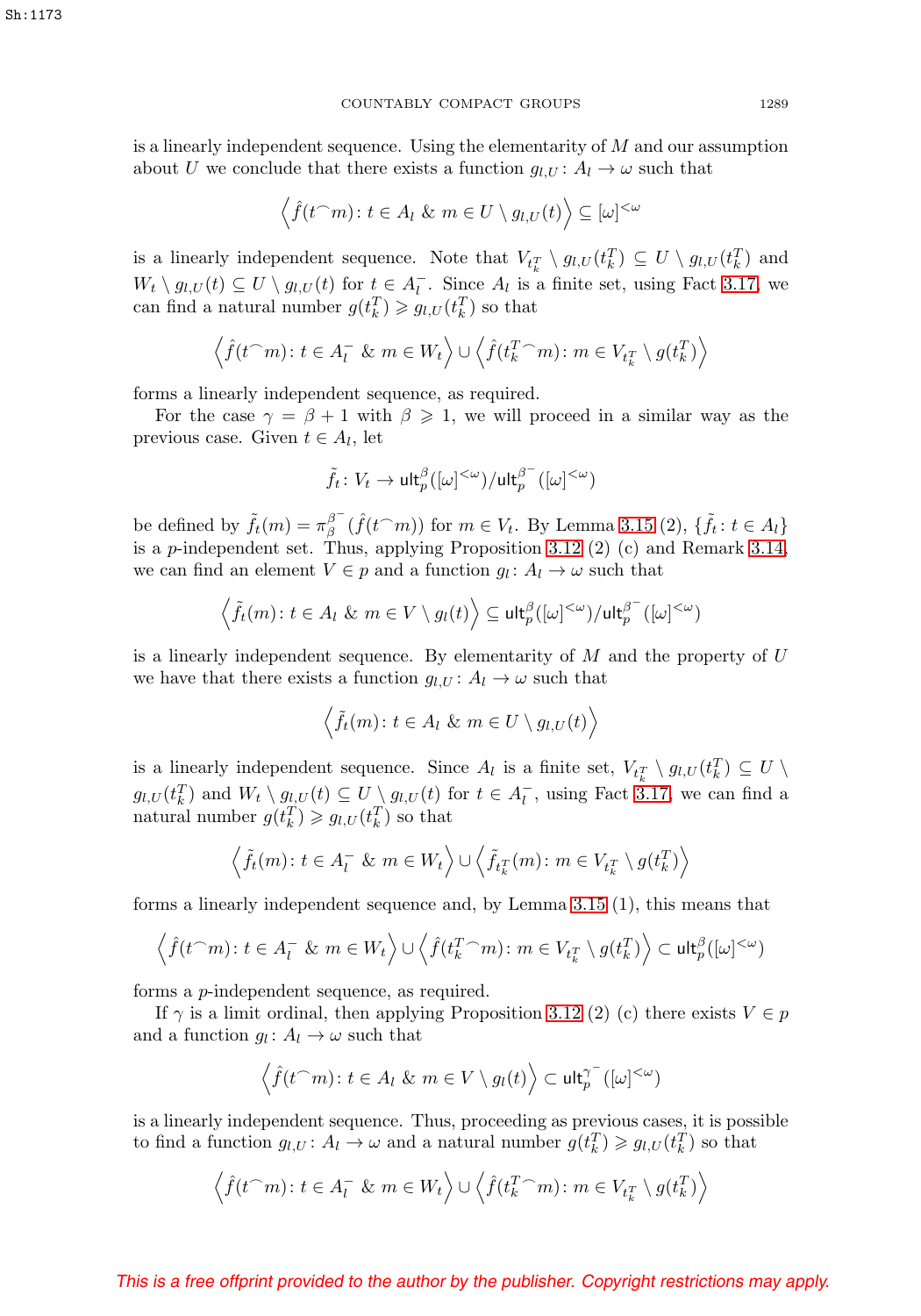is a linearly independent sequence. Using the elementarity of $M$ and our assumption about $U$ we conclude that there exists a function $g_{l,U} \colon A_l \to \omega$ such that

$$\left\langle \hat{f}(t^\frown m) \colon t \in A_l \ \&\ m \in U \setminus g_{l,U}(t) \right\rangle \subseteq [\omega]^{<\omega}$$

is a linearly independent sequence. Note that $V_{t_k^T} \setminus g_{l,U}(t_k^T) \subseteq U \setminus g_{l,U}(t_k^T)$ and $W_t \setminus g_{l,U}(t) \subseteq U \setminus g_{l,U}(t)$ for $t \in A_l^-$. Since $A_l$ is a finite set, using Fact 3.17, we can find a natural number $g(t_k^T) \geqslant g_{l,U}(t_k^T)$ so that

$$\left\langle \hat{f}(t^\frown m) \colon t \in A_l^- \ \&\ m \in W_t \right\rangle \cup \left\langle \hat{f}(t_k^{T\frown} m) \colon m \in V_{t_k^T} \setminus g(t_k^T) \right\rangle$$

forms a linearly independent sequence, as required.

For the case $\gamma = \beta + 1$ with $\beta \geqslant 1$, we will proceed in a similar way as the previous case. Given $t \in A_l$, let

$$\tilde{f}_t \colon V_t \to \mathsf{ult}_p^{\beta}([\omega]^{<\omega})/\mathsf{ult}_p^{\beta^-}([\omega]^{<\omega})$$

be defined by $\tilde{f}_t(m) = \pi_\beta^{\beta^-}(\hat{f}(t^\frown m))$ for $m \in V_t$. By Lemma 3.15 (2), $\{\tilde{f}_t \colon t \in A_l\}$ is a $p$-independent set. Thus, applying Proposition 3.12 (2) (c) and Remark 3.14, we can find an element $V \in p$ and a function $g_l \colon A_l \to \omega$ such that

$$\left\langle \tilde{f}_t(m) \colon t \in A_l \ \&\ m \in V \setminus g_l(t) \right\rangle \subseteq \mathsf{ult}_p^{\beta}([\omega]^{<\omega})/\mathsf{ult}_p^{\beta^-}([\omega]^{<\omega})$$

is a linearly independent sequence. By elementarity of $M$ and the property of $U$ we have that there exists a function $g_{l,U} \colon A_l \to \omega$ such that

$$\left\langle \tilde{f}_t(m) \colon t \in A_l \ \&\ m \in U \setminus g_{l,U}(t) \right\rangle$$

is a linearly independent sequence. Since $A_l$ is a finite set, $V_{t_k^T} \setminus g_{l,U}(t_k^T) \subseteq U \setminus g_{l,U}(t_k^T)$ and $W_t \setminus g_{l,U}(t) \subseteq U \setminus g_{l,U}(t)$ for $t \in A_l^-$, using Fact 3.17, we can find a natural number $g(t_k^T) \geqslant g_{l,U}(t_k^T)$ so that

$$\left\langle \tilde{f}_t(m) \colon t \in A_l^- \ \&\ m \in W_t \right\rangle \cup \left\langle \tilde{f}_{t_k^T}(m) \colon m \in V_{t_k^T} \setminus g(t_k^T) \right\rangle$$

forms a linearly independent sequence and, by Lemma 3.15 (1), this means that

$$\left\langle \hat{f}(t^\frown m) \colon t \in A_l^- \ \&\ m \in W_t \right\rangle \cup \left\langle \hat{f}(t_k^{T\frown} m) \colon m \in V_{t_k^T} \setminus g(t_k^T) \right\rangle \subset \mathsf{ult}_p^{\beta}([\omega]^{<\omega})$$

forms a $p$-independent sequence, as required.

If $\gamma$ is a limit ordinal, then applying Proposition 3.12 (2) (c) there exists $V \in p$ and a function $g_l \colon A_l \to \omega$ such that

$$\left\langle \hat{f}(t^\frown m) \colon t \in A_l \ \&\ m \in V \setminus g_l(t) \right\rangle \subset \mathsf{ult}_p^{\gamma^-}([\omega]^{<\omega})$$

is a linearly independent sequence. Thus, proceeding as previous cases, it is possible to find a function $g_{l,U} \colon A_l \to \omega$ and a natural number $g(t_k^T) \geqslant g_{l,U}(t_k^T)$ so that

$$\left\langle \hat{f}(t^\frown m) \colon t \in A_l^- \ \&\ m \in W_t \right\rangle \cup \left\langle \hat{f}(t_k^{T\frown} m) \colon m \in V_{t_k^T} \setminus g(t_k^T) \right\rangle$$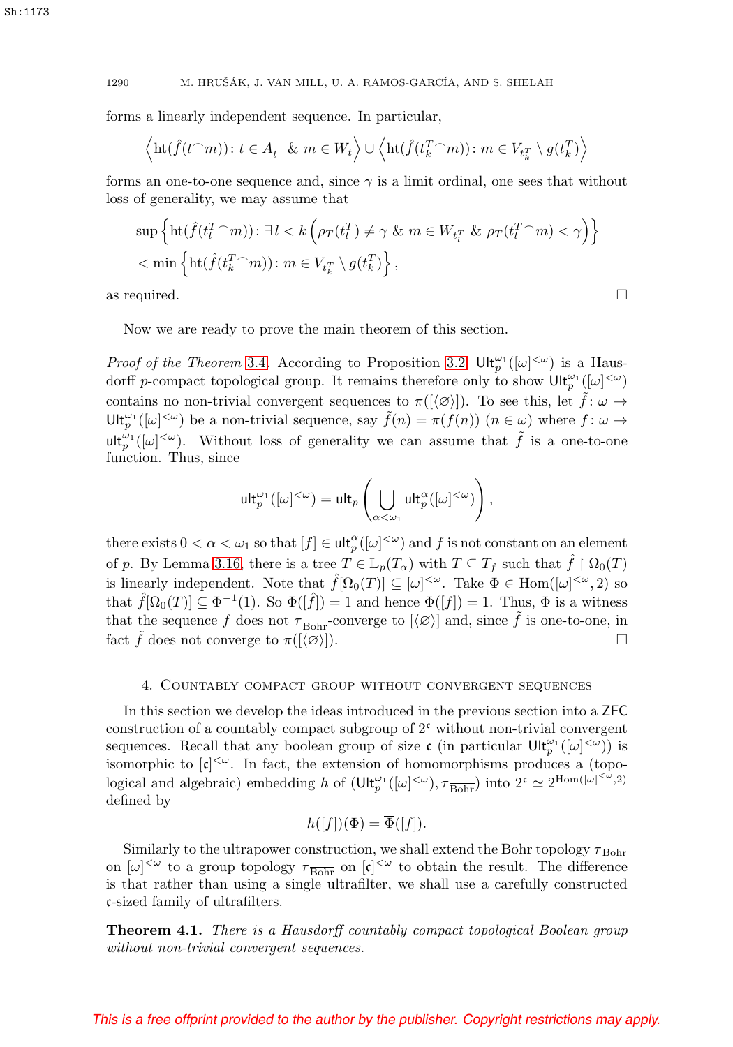forms a linearly independent sequence. In particular,

$$\left\langle \operatorname{ht}(\hat{f}(t^\frown m))\colon t\in A_l^- \ \&\ m\in W_t\right\rangle \cup \left\langle \operatorname{ht}(\hat{f}(t_k^T{}^\frown m))\colon m\in V_{t_k^T}\setminus g(t_k^T)\right\rangle$$

forms an one-to-one sequence and, since $\gamma$ is a limit ordinal, one sees that without loss of generality, we may assume that

$$\sup\left\{\operatorname{ht}(\hat{f}(t_l^T{}^\frown m))\colon \exists\, l<k\left(\rho_T(t_l^T)\neq\gamma \ \&\ m\in W_{t_l^T}\ \&\ \rho_T(t_l^T{}^\frown m)<\gamma\right)\right\}$$
$$<\min\left\{\operatorname{ht}(\hat{f}(t_k^T{}^\frown m))\colon m\in V_{t_k^T}\setminus g(t_k^T)\right\},$$

as required. □

Now we are ready to prove the main theorem of this section.

*Proof of the Theorem* 3.4. According to Proposition 3.2, $\mathsf{Ult}_p^{\omega_1}([\omega]^{<\omega})$ is a Hausdorff $p$-compact topological group. It remains therefore only to show $\mathsf{Ult}_p^{\omega_1}([\omega]^{<\omega})$ contains no non-trivial convergent sequences to $\pi([\langle\varnothing\rangle])$. To see this, let $\tilde{f}\colon\omega\to\mathsf{Ult}_p^{\omega_1}([\omega]^{<\omega})$ be a non-trivial sequence, say $\tilde{f}(n)=\pi(f(n))$ $(n\in\omega)$ where $f\colon\omega\to\mathsf{ult}_p^{\omega_1}([\omega]^{<\omega})$. Without loss of generality we can assume that $\tilde{f}$ is a one-to-one function. Thus, since

$$\mathsf{ult}_p^{\omega_1}([\omega]^{<\omega})=\mathsf{ult}_p\left(\bigcup_{\alpha<\omega_1}\mathsf{ult}_p^{\alpha}([\omega]^{<\omega})\right),$$

there exists $0<\alpha<\omega_1$ so that $[f]\in\mathsf{ult}_p^{\alpha}([\omega]^{<\omega})$ and $f$ is not constant on an element of $p$. By Lemma 3.16, there is a tree $T\in\mathbb{L}_p(T_\alpha)$ with $T\subseteq T_f$ such that $\hat{f}\restriction\Omega_0(T)$ is linearly independent. Note that $\hat{f}[\Omega_0(T)]\subseteq[\omega]^{<\omega}$. Take $\Phi\in\operatorname{Hom}([\omega]^{<\omega},2)$ so that $\hat{f}[\Omega_0(T)]\subseteq\Phi^{-1}(1)$. So $\overline{\Phi}([\hat{f}])=1$ and hence $\overline{\Phi}([f])=1$. Thus, $\overline{\Phi}$ is a witness that the sequence $f$ does not $\tau_{\overline{\text{Bohr}}}$-converge to $[\langle\varnothing\rangle]$ and, since $\tilde{f}$ is one-to-one, in fact $\tilde{f}$ does not converge to $\pi([\langle\varnothing\rangle])$. □

## 4. Countably compact group without convergent sequences

In this section we develop the ideas introduced in the previous section into a $\mathsf{ZFC}$ construction of a countably compact subgroup of $2^{\mathfrak{c}}$ without non-trivial convergent sequences. Recall that any boolean group of size $\mathfrak{c}$ (in particular $\mathsf{Ult}_p^{\omega_1}([\omega]^{<\omega})$) is isomorphic to $[\mathfrak{c}]^{<\omega}$. In fact, the extension of homomorphisms produces a (topological and algebraic) embedding $h$ of $(\mathsf{Ult}_p^{\omega_1}([\omega]^{<\omega}),\tau_{\overline{\text{Bohr}}})$ into $2^{\mathfrak{c}}\simeq 2^{\operatorname{Hom}([\omega]^{<\omega},2)}$ defined by

$$h([f])(\Phi)=\overline{\Phi}([f]).$$

Similarly to the ultrapower construction, we shall extend the Bohr topology $\tau_{\text{Bohr}}$ on $[\omega]^{<\omega}$ to a group topology $\tau_{\overline{\text{Bohr}}}$ on $[\mathfrak{c}]^{<\omega}$ to obtain the result. The difference is that rather than using a single ultrafilter, we shall use a carefully constructed $\mathfrak{c}$-sized family of ultrafilters.

**Theorem 4.1.** *There is a Hausdorff countably compact topological Boolean group without non-trivial convergent sequences.*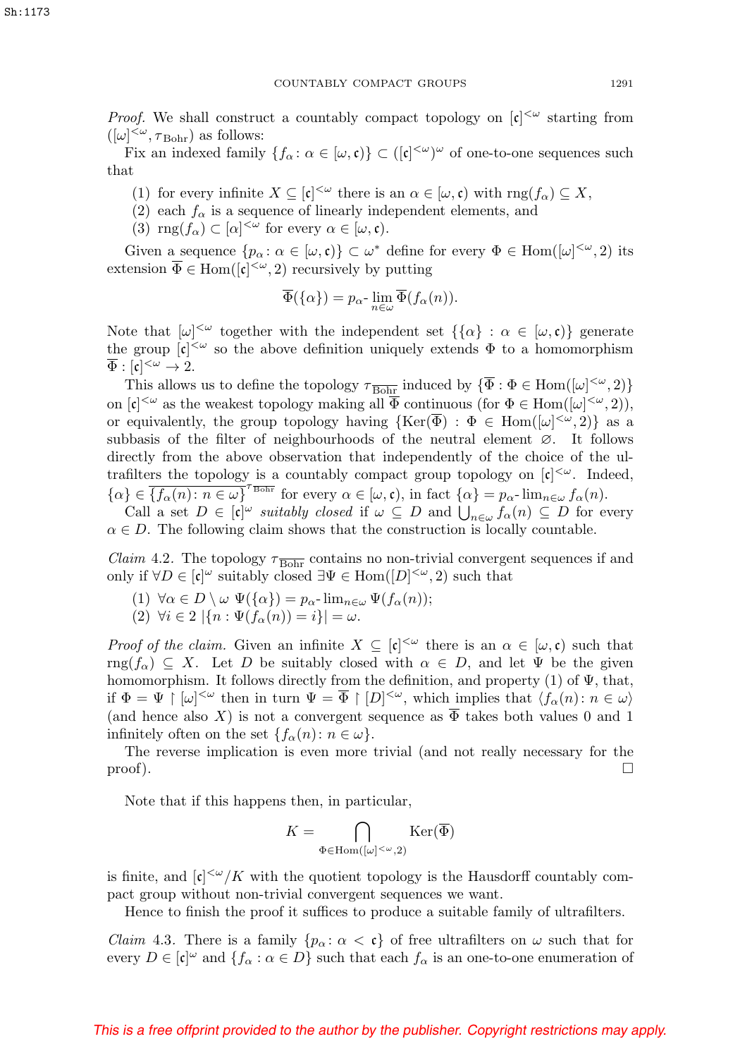*Proof.* We shall construct a countably compact topology on $[\mathfrak{c}]^{<\omega}$ starting from $([\omega]^{<\omega}, \tau_{\mathrm{Bohr}})$ as follows:

Fix an indexed family $\{f_\alpha \colon \alpha \in [\omega, \mathfrak{c})\} \subset ([\mathfrak{c}]^{<\omega})^\omega$ of one-to-one sequences such that

1. for every infinite $X \subseteq [\mathfrak{c}]^{<\omega}$ there is an $\alpha \in [\omega, \mathfrak{c})$ with $\mathrm{rng}(f_\alpha) \subseteq X$,
2. each $f_\alpha$ is a sequence of linearly independent elements, and
3. $\mathrm{rng}(f_\alpha) \subset [\alpha]^{<\omega}$ for every $\alpha \in [\omega, \mathfrak{c})$.

Given a sequence $\{p_\alpha \colon \alpha \in [\omega, \mathfrak{c})\} \subset \omega^*$ define for every $\Phi \in \mathrm{Hom}([\omega]^{<\omega}, 2)$ its extension $\overline{\Phi} \in \mathrm{Hom}([\mathfrak{c}]^{<\omega}, 2)$ recursively by putting

$$\overline{\Phi}(\{\alpha\}) = p_\alpha\text{-}\lim_{n \in \omega} \overline{\Phi}(f_\alpha(n)).$$

Note that $[\omega]^{<\omega}$ together with the independent set $\{\{\alpha\} : \alpha \in [\omega, \mathfrak{c})\}$ generate the group $[\mathfrak{c}]^{<\omega}$ so the above definition uniquely extends $\Phi$ to a homomorphism $\overline{\Phi} : [\mathfrak{c}]^{<\omega} \to 2$.

This allows us to define the topology $\tau_{\overline{\mathrm{Bohr}}}$ induced by $\{\overline{\Phi} : \Phi \in \mathrm{Hom}([\omega]^{<\omega}, 2)\}$ on $[\mathfrak{c}]^{<\omega}$ as the weakest topology making all $\overline{\Phi}$ continuous (for $\Phi \in \mathrm{Hom}([\omega]^{<\omega}, 2)$), or equivalently, the group topology having $\{\mathrm{Ker}(\overline{\Phi}) : \Phi \in \mathrm{Hom}([\omega]^{<\omega}, 2)\}$ as a subbasis of the filter of neighbourhoods of the neutral element $\varnothing$. It follows directly from the above observation that independently of the choice of the ultrafilters the topology is a countably compact group topology on $[\mathfrak{c}]^{<\omega}$. Indeed, $\{\alpha\} \in \overline{\{f_\alpha(n) \colon n \in \omega\}}^{\tau_{\overline{\mathrm{Bohr}}}}$ for every $\alpha \in [\omega, \mathfrak{c})$, in fact $\{\alpha\} = p_\alpha\text{-}\lim_{n \in \omega} f_\alpha(n)$.

Call a set $D \in [\mathfrak{c}]^\omega$ *suitably closed* if $\omega \subseteq D$ and $\bigcup_{n \in \omega} f_\alpha(n) \subseteq D$ for every $\alpha \in D$. The following claim shows that the construction is locally countable.

*Claim* 4.2. The topology $\tau_{\overline{\mathrm{Bohr}}}$ contains no non-trivial convergent sequences if and only if $\forall D \in [\mathfrak{c}]^\omega$ suitably closed $\exists \Psi \in \mathrm{Hom}([D]^{<\omega}, 2)$ such that

1. $\forall \alpha \in D \setminus \omega \;\; \Psi(\{\alpha\}) = p_\alpha\text{-}\lim_{n \in \omega} \Psi(f_\alpha(n))$;
2. $\forall i \in 2 \;\; |\{n : \Psi(f_\alpha(n)) = i\}| = \omega$.

*Proof of the claim.* Given an infinite $X \subseteq [\mathfrak{c}]^{<\omega}$ there is an $\alpha \in [\omega, \mathfrak{c})$ such that $\mathrm{rng}(f_\alpha) \subseteq X$. Let $D$ be suitably closed with $\alpha \in D$, and let $\Psi$ be the given homomorphism. It follows directly from the definition, and property (1) of $\Psi$, that, if $\Phi = \Psi \restriction [\omega]^{<\omega}$ then in turn $\Psi = \overline{\Phi} \restriction [D]^{<\omega}$, which implies that $\langle f_\alpha(n) \colon n \in \omega \rangle$ (and hence also $X$) is not a convergent sequence as $\overline{\Phi}$ takes both values 0 and 1 infinitely often on the set $\{f_\alpha(n) \colon n \in \omega\}$.

The reverse implication is even more trivial (and not really necessary for the proof). $\square$

Note that if this happens then, in particular,

$$K = \bigcap_{\Phi \in \mathrm{Hom}([\omega]^{<\omega}, 2)} \mathrm{Ker}(\overline{\Phi})$$

is finite, and $[\mathfrak{c}]^{<\omega}/K$ with the quotient topology is the Hausdorff countably compact group without non-trivial convergent sequences we want.

Hence to finish the proof it suffices to produce a suitable family of ultrafilters.

*Claim* 4.3. There is a family $\{p_\alpha \colon \alpha < \mathfrak{c}\}$ of free ultrafilters on $\omega$ such that for every $D \in [\mathfrak{c}]^\omega$ and $\{f_\alpha : \alpha \in D\}$ such that each $f_\alpha$ is an one-to-one enumeration of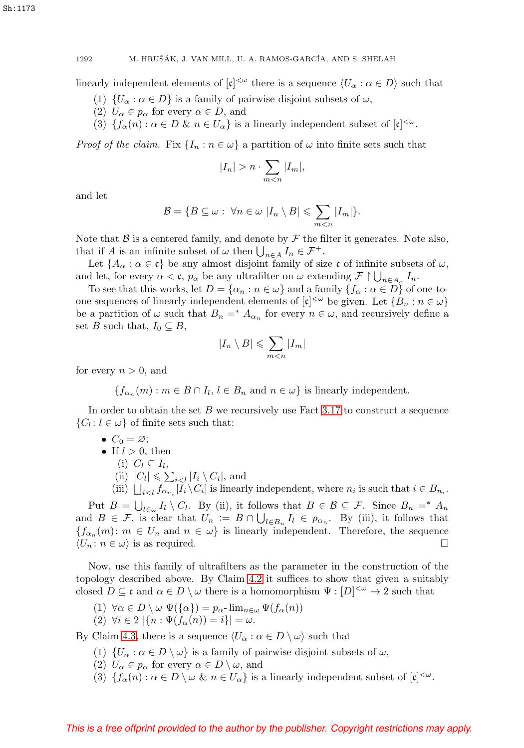linearly independent elements of $[\mathfrak{c}]^{<\omega}$ there is a sequence $\langle U_\alpha : \alpha \in D\rangle$ such that

(1) $\{U_\alpha : \alpha \in D\}$ is a family of pairwise disjoint subsets of $\omega$,
(2) $U_\alpha \in p_\alpha$ for every $\alpha \in D$, and
(3) $\{f_\alpha(n) : \alpha \in D \;\&\; n \in U_\alpha\}$ is a linearly independent subset of $[\mathfrak{c}]^{<\omega}$.

*Proof of the claim.* Fix $\{I_n : n \in \omega\}$ a partition of $\omega$ into finite sets such that

$$|I_n| > n \cdot \sum_{m<n} |I_m|,$$

and let

$$\mathcal{B} = \{B \subseteq \omega : \; \forall n \in \omega \; |I_n \setminus B| \leqslant \sum_{m<n} |I_m|\}.$$

Note that $\mathcal{B}$ is a centered family, and denote by $\mathcal{F}$ the filter it generates. Note also, that if $A$ is an infinite subset of $\omega$ then $\bigcup_{n\in A} I_n \in \mathcal{F}^+$.

Let $\{A_\alpha : \alpha \in \mathfrak{c}\}$ be any almost disjoint family of size $\mathfrak{c}$ of infinite subsets of $\omega$, and let, for every $\alpha < \mathfrak{c}$, $p_\alpha$ be any ultrafilter on $\omega$ extending $\mathcal{F} \restriction \bigcup_{n\in A_\alpha} I_n$.

To see that this works, let $D = \{\alpha_n : n \in \omega\}$ and a family $\{f_\alpha : \alpha \in D\}$ of one-to-one sequences of linearly independent elements of $[\mathfrak{c}]^{<\omega}$ be given. Let $\{B_n : n \in \omega\}$ be a partition of $\omega$ such that $B_n =^* A_{\alpha_n}$ for every $n \in \omega$, and recursively define a set $B$ such that, $I_0 \subseteq B$,

$$|I_n \setminus B| \leqslant \sum_{m<n} |I_m|$$

for every $n > 0$, and

$$\{f_{\alpha_n}(m) : m \in B \cap I_l,\, l \in B_n \text{ and } n \in \omega\} \text{ is linearly independent.}$$

In order to obtain the set $B$ we recursively use Fact 3.17 to construct a sequence $\{C_l : l \in \omega\}$ of finite sets such that:

- $C_0 = \varnothing$;
- If $l > 0$, then
  (i) $C_l \subseteq I_l$,
  (ii) $|C_l| \leqslant \sum_{i<l} |I_i \setminus C_i|$, and
  (iii) $\bigsqcup_{i<l} f_{\alpha_{n_i}}[I_i \setminus C_i]$ is linearly independent, where $n_i$ is such that $i \in B_{n_i}$.

Put $B = \bigcup_{l\in\omega} I_l \setminus C_l$. By (ii), it follows that $B \in \mathcal{B} \subseteq \mathcal{F}$. Since $B_n =^* A_n$ and $B \in \mathcal{F}$, is clear that $U_n := B \cap \bigcup_{l\in B_n} I_l \in p_{\alpha_n}$. By (iii), it follows that $\{f_{\alpha_n}(m) \colon m \in U_n \text{ and } n \in \omega\}$ is linearly independent. Therefore, the sequence $\langle U_n \colon n \in \omega\rangle$ is as required. $\square$

Now, use this family of ultrafilters as the parameter in the construction of the topology described above. By Claim 4.2 it suffices to show that given a suitably closed $D \subseteq \mathfrak{c}$ and $\alpha \in D \setminus \omega$ there is a homomorphism $\Psi : [D]^{<\omega} \to 2$ such that

(1) $\forall \alpha \in D \setminus \omega \;\; \Psi(\{\alpha\}) = p_\alpha\text{-}\lim_{n\in\omega} \Psi(f_\alpha(n))$
(2) $\forall i \in 2 \; |\{n : \Psi(f_\alpha(n)) = i\}| = \omega$.

By Claim 4.3, there is a sequence $\langle U_\alpha : \alpha \in D \setminus \omega\rangle$ such that

(1) $\{U_\alpha : \alpha \in D \setminus \omega\}$ is a family of pairwise disjoint subsets of $\omega$,
(2) $U_\alpha \in p_\alpha$ for every $\alpha \in D \setminus \omega$, and
(3) $\{f_\alpha(n) : \alpha \in D \setminus \omega \;\&\; n \in U_\alpha\}$ is a linearly independent subset of $[\mathfrak{c}]^{<\omega}$.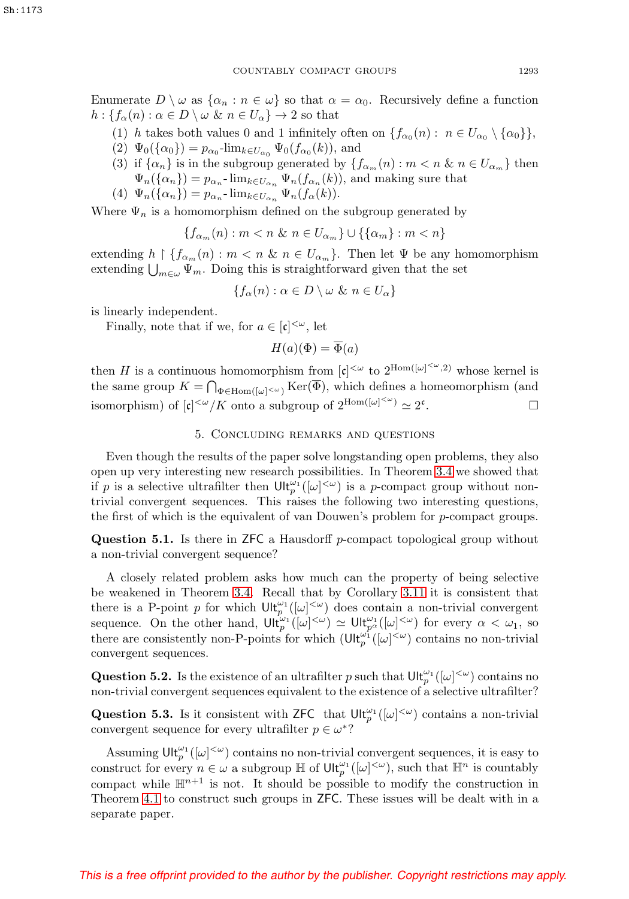Enumerate $D \setminus \omega$ as $\{\alpha_n : n \in \omega\}$ so that $\alpha = \alpha_0$. Recursively define a function $h : \{f_\alpha(n) : \alpha \in D \setminus \omega \ \& \ n \in U_\alpha\} \to 2$ so that

1. $h$ takes both values 0 and 1 infinitely often on $\{f_{\alpha_0}(n) : \ n \in U_{\alpha_0} \setminus \{\alpha_0\}\}$,
2. $\Psi_0(\{\alpha_0\}) = p_{\alpha_0}\text{-}\lim_{k \in U_{\alpha_0}} \Psi_0(f_{\alpha_0}(k))$, and
3. if $\{\alpha_n\}$ is in the subgroup generated by $\{f_{\alpha_m}(n) : m < n \ \& \ n \in U_{\alpha_m}\}$ then $\Psi_n(\{\alpha_n\}) = p_{\alpha_n}\text{-}\lim_{k \in U_{\alpha_n}} \Psi_n(f_{\alpha_n}(k))$, and making sure that
4. $\Psi_n(\{\alpha_n\}) = p_{\alpha_n}\text{-}\lim_{k \in U_{\alpha_n}} \Psi_n(f_\alpha(k))$.

Where $\Psi_n$ is a homomorphism defined on the subgroup generated by

$$\{f_{\alpha_m}(n) : m < n \ \& \ n \in U_{\alpha_m}\} \cup \{\{\alpha_m\} : m < n\}$$

extending $h \restriction \{f_{\alpha_m}(n) : m < n \ \& \ n \in U_{\alpha_m}\}$. Then let $\Psi$ be any homomorphism extending $\bigcup_{m \in \omega} \Psi_m$. Doing this is straightforward given that the set

$$\{f_\alpha(n) : \alpha \in D \setminus \omega \ \& \ n \in U_\alpha\}$$

is linearly independent.

Finally, note that if we, for $a \in [\mathfrak{c}]^{<\omega}$, let

$$H(a)(\Phi) = \overline{\Phi}(a)$$

then $H$ is a continuous homomorphism from $[\mathfrak{c}]^{<\omega}$ to $2^{\mathrm{Hom}([\omega]^{<\omega},2)}$ whose kernel is the same group $K = \bigcap_{\Phi \in \mathrm{Hom}([\omega]^{<\omega})} \mathrm{Ker}(\overline{\Phi})$, which defines a homeomorphism (and isomorphism) of $[\mathfrak{c}]^{<\omega}/K$ onto a subgroup of $2^{\mathrm{Hom}([\omega]^{<\omega})} \simeq 2^{\mathfrak{c}}$. $\square$

## 5. Concluding remarks and questions

Even though the results of the paper solve longstanding open problems, they also open up very interesting new research possibilities. In Theorem 3.4 we showed that if $p$ is a selective ultrafilter then $\mathsf{Ult}_p^{\omega_1}([\omega]^{<\omega})$ is a $p$-compact group without non-trivial convergent sequences. This raises the following two interesting questions, the first of which is the equivalent of van Douwen's problem for $p$-compact groups.

**Question 5.1.** Is there in ZFC a Hausdorff $p$-compact topological group without a non-trivial convergent sequence?

A closely related problem asks how much can the property of being selective be weakened in Theorem 3.4. Recall that by Corollary 3.11 it is consistent that there is a P-point $p$ for which $\mathsf{Ult}_p^{\omega_1}([\omega]^{<\omega})$ does contain a non-trivial convergent sequence. On the other hand, $\mathsf{Ult}_p^{\omega_1}([\omega]^{<\omega}) \simeq \mathsf{Ult}_{p^\alpha}^{\omega_1}([\omega]^{<\omega})$ for every $\alpha < \omega_1$, so there are consistently non-P-points for which $(\mathsf{Ult}_p^{\omega_1}([\omega]^{<\omega})$ contains no non-trivial convergent sequences.

**Question 5.2.** Is the existence of an ultrafilter $p$ such that $\mathsf{Ult}_p^{\omega_1}([\omega]^{<\omega})$ contains no non-trivial convergent sequences equivalent to the existence of a selective ultrafilter?

**Question 5.3.** Is it consistent with ZFC that $\mathsf{Ult}_p^{\omega_1}([\omega]^{<\omega})$ contains a non-trivial convergent sequence for every ultrafilter $p \in \omega^*$?

Assuming $\mathsf{Ult}_p^{\omega_1}([\omega]^{<\omega})$ contains no non-trivial convergent sequences, it is easy to construct for every $n \in \omega$ a subgroup $\mathbb{H}$ of $\mathsf{Ult}_p^{\omega_1}([\omega]^{<\omega})$, such that $\mathbb{H}^n$ is countably compact while $\mathbb{H}^{n+1}$ is not. It should be possible to modify the construction in Theorem 4.1 to construct such groups in ZFC. These issues will be dealt with in a separate paper.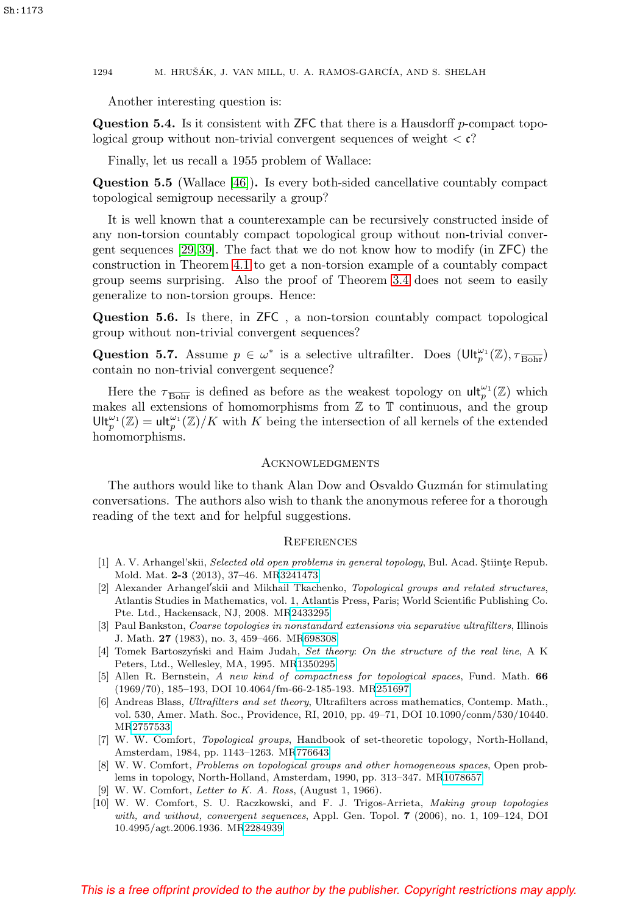Another interesting question is:

**Question 5.4.** Is it consistent with ZFC that there is a Hausdorff $p$-compact topological group without non-trivial convergent sequences of weight $< \mathfrak{c}$?

Finally, let us recall a 1955 problem of Wallace:

**Question 5.5** (Wallace [46])**.** Is every both-sided cancellative countably compact topological semigroup necessarily a group?

It is well known that a counterexample can be recursively constructed inside of any non-torsion countably compact topological group without non-trivial convergent sequences [29, 39]. The fact that we do not know how to modify (in ZFC) the construction in Theorem 4.1 to get a non-torsion example of a countably compact group seems surprising. Also the proof of Theorem 3.4 does not seem to easily generalize to non-torsion groups. Hence:

**Question 5.6.** Is there, in ZFC , a non-torsion countably compact topological group without non-trivial convergent sequences?

**Question 5.7.** Assume $p \in \omega^*$ is a selective ultrafilter. Does $(\mathsf{Ult}_p^{\omega_1}(\mathbb{Z}), \tau_{\overline{\text{Bohr}}})$ contain no non-trivial convergent sequence?

Here the $\tau_{\overline{\text{Bohr}}}$ is defined as before as the weakest topology on $\mathsf{ult}_p^{\omega_1}(\mathbb{Z})$ which makes all extensions of homomorphisms from $\mathbb{Z}$ to $\mathbb{T}$ continuous, and the group $\mathsf{Ult}_p^{\omega_1}(\mathbb{Z}) = \mathsf{ult}_p^{\omega_1}(\mathbb{Z})/K$ with $K$ being the intersection of all kernels of the extended homomorphisms.

## Acknowledgments

The authors would like to thank Alan Dow and Osvaldo Guzmán for stimulating conversations. The authors also wish to thank the anonymous referee for a thorough reading of the text and for helpful suggestions.

## References

[1] A. V. Arhangel'skii, *Selected old open problems in general topology*, Bul. Acad. Ştiinţe Repub. Mold. Mat. **2-3** (2013), 37–46. MR3241473

[2] Alexander Arhangel′skii and Mikhail Tkachenko, *Topological groups and related structures*, Atlantis Studies in Mathematics, vol. 1, Atlantis Press, Paris; World Scientific Publishing Co. Pte. Ltd., Hackensack, NJ, 2008. MR2433295

[3] Paul Bankston, *Coarse topologies in nonstandard extensions via separative ultrafilters*, Illinois J. Math. **27** (1983), no. 3, 459–466. MR698308

[4] Tomek Bartoszyński and Haim Judah, *Set theory: On the structure of the real line*, A K Peters, Ltd., Wellesley, MA, 1995. MR1350295

[5] Allen R. Bernstein, *A new kind of compactness for topological spaces*, Fund. Math. **66** (1969/70), 185–193, DOI 10.4064/fm-66-2-185-193. MR251697

[6] Andreas Blass, *Ultrafilters and set theory*, Ultrafilters across mathematics, Contemp. Math., vol. 530, Amer. Math. Soc., Providence, RI, 2010, pp. 49–71, DOI 10.1090/conm/530/10440. MR2757533

[7] W. W. Comfort, *Topological groups*, Handbook of set-theoretic topology, North-Holland, Amsterdam, 1984, pp. 1143–1263. MR776643

[8] W. W. Comfort, *Problems on topological groups and other homogeneous spaces*, Open problems in topology, North-Holland, Amsterdam, 1990, pp. 313–347. MR1078657

[9] W. W. Comfort, *Letter to K. A. Ross*, (August 1, 1966).

[10] W. W. Comfort, S. U. Raczkowski, and F. J. Trigos-Arrieta, *Making group topologies with, and without, convergent sequences*, Appl. Gen. Topol. **7** (2006), no. 1, 109–124, DOI 10.4995/agt.2006.1936. MR2284939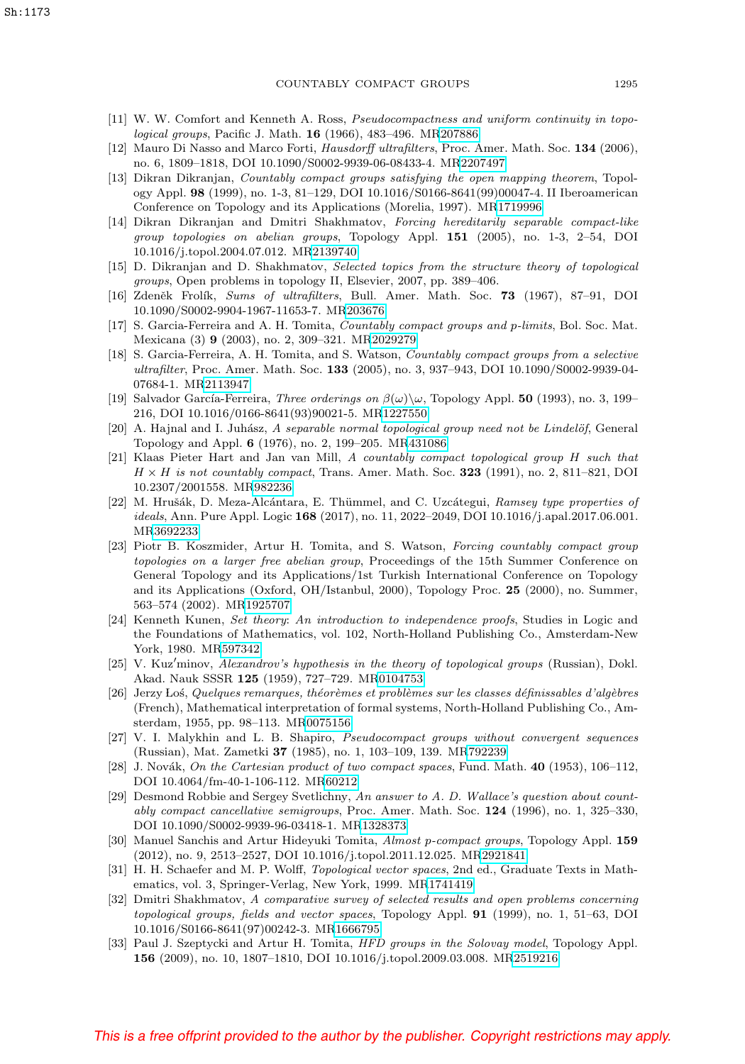[11] W. W. Comfort and Kenneth A. Ross, *Pseudocompactness and uniform continuity in topological groups*, Pacific J. Math. **16** (1966), 483–496. MR207886

[12] Mauro Di Nasso and Marco Forti, *Hausdorff ultrafilters*, Proc. Amer. Math. Soc. **134** (2006), no. 6, 1809–1818, DOI 10.1090/S0002-9939-06-08433-4. MR2207497

[13] Dikran Dikranjan, *Countably compact groups satisfying the open mapping theorem*, Topology Appl. **98** (1999), no. 1-3, 81–129, DOI 10.1016/S0166-8641(99)00047-4. II Iberoamerican Conference on Topology and its Applications (Morelia, 1997). MR1719996

[14] Dikran Dikranjan and Dmitri Shakhmatov, *Forcing hereditarily separable compact-like group topologies on abelian groups*, Topology Appl. **151** (2005), no. 1-3, 2–54, DOI 10.1016/j.topol.2004.07.012. MR2139740

[15] D. Dikranjan and D. Shakhmatov, *Selected topics from the structure theory of topological groups*, Open problems in topology II, Elsevier, 2007, pp. 389–406.

[16] Zdeněk Frolík, *Sums of ultrafilters*, Bull. Amer. Math. Soc. **73** (1967), 87–91, DOI 10.1090/S0002-9904-1967-11653-7. MR203676

[17] S. Garcia-Ferreira and A. H. Tomita, *Countably compact groups and p-limits*, Bol. Soc. Mat. Mexicana (3) **9** (2003), no. 2, 309–321. MR2029279

[18] S. Garcia-Ferreira, A. H. Tomita, and S. Watson, *Countably compact groups from a selective ultrafilter*, Proc. Amer. Math. Soc. **133** (2005), no. 3, 937–943, DOI 10.1090/S0002-9939-04-07684-1. MR2113947

[19] Salvador García-Ferreira, *Three orderings on $\beta(\omega)\backslash\omega$*, Topology Appl. **50** (1993), no. 3, 199–216, DOI 10.1016/0166-8641(93)90021-5. MR1227550

[20] A. Hajnal and I. Juhász, *A separable normal topological group need not be Lindelöf*, General Topology and Appl. **6** (1976), no. 2, 199–205. MR431086

[21] Klaas Pieter Hart and Jan van Mill, *A countably compact topological group $H$ such that $H \times H$ is not countably compact*, Trans. Amer. Math. Soc. **323** (1991), no. 2, 811–821, DOI 10.2307/2001558. MR982236

[22] M. Hrušák, D. Meza-Alcántara, E. Thümmel, and C. Uzcátegui, *Ramsey type properties of ideals*, Ann. Pure Appl. Logic **168** (2017), no. 11, 2022–2049, DOI 10.1016/j.apal.2017.06.001. MR3692233

[23] Piotr B. Koszmider, Artur H. Tomita, and S. Watson, *Forcing countably compact group topologies on a larger free abelian group*, Proceedings of the 15th Summer Conference on General Topology and its Applications/1st Turkish International Conference on Topology and its Applications (Oxford, OH/Istanbul, 2000), Topology Proc. **25** (2000), no. Summer, 563–574 (2002). MR1925707

[24] Kenneth Kunen, *Set theory: An introduction to independence proofs*, Studies in Logic and the Foundations of Mathematics, vol. 102, North-Holland Publishing Co., Amsterdam-New York, 1980. MR597342

[25] V. Kuz′minov, *Alexandrov's hypothesis in the theory of topological groups* (Russian), Dokl. Akad. Nauk SSSR **125** (1959), 727–729. MR0104753

[26] Jerzy Łoś, *Quelques remarques, théorèmes et problèmes sur les classes définissables d'algèbres* (French), Mathematical interpretation of formal systems, North-Holland Publishing Co., Amsterdam, 1955, pp. 98–113. MR0075156

[27] V. I. Malykhin and L. B. Shapiro, *Pseudocompact groups without convergent sequences* (Russian), Mat. Zametki **37** (1985), no. 1, 103–109, 139. MR792239

[28] J. Novák, *On the Cartesian product of two compact spaces*, Fund. Math. **40** (1953), 106–112, DOI 10.4064/fm-40-1-106-112. MR60212

[29] Desmond Robbie and Sergey Svetlichny, *An answer to A. D. Wallace's question about countably compact cancellative semigroups*, Proc. Amer. Math. Soc. **124** (1996), no. 1, 325–330, DOI 10.1090/S0002-9939-96-03418-1. MR1328373

[30] Manuel Sanchis and Artur Hideyuki Tomita, *Almost p-compact groups*, Topology Appl. **159** (2012), no. 9, 2513–2527, DOI 10.1016/j.topol.2011.12.025. MR2921841

[31] H. H. Schaefer and M. P. Wolff, *Topological vector spaces*, 2nd ed., Graduate Texts in Mathematics, vol. 3, Springer-Verlag, New York, 1999. MR1741419

[32] Dmitri Shakhmatov, *A comparative survey of selected results and open problems concerning topological groups, fields and vector spaces*, Topology Appl. **91** (1999), no. 1, 51–63, DOI 10.1016/S0166-8641(97)00242-3. MR1666795

[33] Paul J. Szeptycki and Artur H. Tomita, *HFD groups in the Solovay model*, Topology Appl. **156** (2009), no. 10, 1807–1810, DOI 10.1016/j.topol.2009.03.008. MR2519216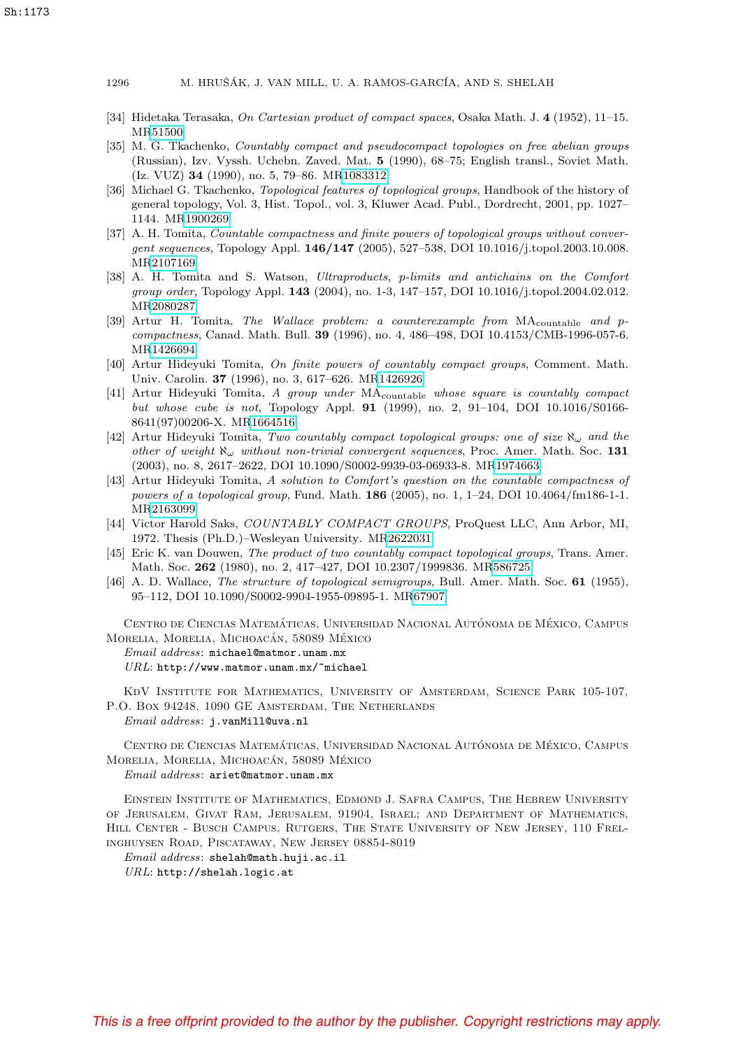[34] Hidetaka Terasaka, *On Cartesian product of compact spaces*, Osaka Math. J. **4** (1952), 11–15. MR51500

[35] M. G. Tkachenko, *Countably compact and pseudocompact topologies on free abelian groups* (Russian), Izv. Vyssh. Uchebn. Zaved. Mat. **5** (1990), 68–75; English transl., Soviet Math. (Iz. VUZ) **34** (1990), no. 5, 79–86. MR1083312

[36] Michael G. Tkachenko, *Topological features of topological groups*, Handbook of the history of general topology, Vol. 3, Hist. Topol., vol. 3, Kluwer Acad. Publ., Dordrecht, 2001, pp. 1027–1144. MR1900269

[37] A. H. Tomita, *Countable compactness and finite powers of topological groups without convergent sequences*, Topology Appl. **146/147** (2005), 527–538, DOI 10.1016/j.topol.2003.10.008. MR2107169

[38] A. H. Tomita and S. Watson, *Ultraproducts, p-limits and antichains on the Comfort group order*, Topology Appl. **143** (2004), no. 1-3, 147–157, DOI 10.1016/j.topol.2004.02.012. MR2080287

[39] Artur H. Tomita, *The Wallace problem: a counterexample from* $\mathrm{MA}_{\mathrm{countable}}$ *and p-compactness*, Canad. Math. Bull. **39** (1996), no. 4, 486–498, DOI 10.4153/CMB-1996-057-6. MR1426694

[40] Artur Hideyuki Tomita, *On finite powers of countably compact groups*, Comment. Math. Univ. Carolin. **37** (1996), no. 3, 617–626. MR1426926

[41] Artur Hideyuki Tomita, *A group under* $\mathrm{MA}_{\mathrm{countable}}$ *whose square is countably compact but whose cube is not*, Topology Appl. **91** (1999), no. 2, 91–104, DOI 10.1016/S0166-8641(97)00206-X. MR1664516

[42] Artur Hideyuki Tomita, *Two countably compact topological groups: one of size* $\aleph_\omega$ *and the other of weight* $\aleph_\omega$ *without non-trivial convergent sequences*, Proc. Amer. Math. Soc. **131** (2003), no. 8, 2617–2622, DOI 10.1090/S0002-9939-03-06933-8. MR1974663

[43] Artur Hideyuki Tomita, *A solution to Comfort's question on the countable compactness of powers of a topological group*, Fund. Math. **186** (2005), no. 1, 1–24, DOI 10.4064/fm186-1-1. MR2163099

[44] Victor Harold Saks, *COUNTABLY COMPACT GROUPS*, ProQuest LLC, Ann Arbor, MI, 1972. Thesis (Ph.D.)–Wesleyan University. MR2622031

[45] Eric K. van Douwen, *The product of two countably compact topological groups*, Trans. Amer. Math. Soc. **262** (1980), no. 2, 417–427, DOI 10.2307/1999836. MR586725

[46] A. D. Wallace, *The structure of topological semigroups*, Bull. Amer. Math. Soc. **61** (1955), 95–112, DOI 10.1090/S0002-9904-1955-09895-1. MR67907

Centro de Ciencias Matemáticas, Universidad Nacional Autónoma de México, Campus Morelia, Morelia, Michoacán, 58089 México

*Email address*: michael@matmor.unam.mx

*URL*: http://www.matmor.unam.mx/~michael

KdV Institute for Mathematics, University of Amsterdam, Science Park 105-107, P.O. Box 94248, 1090 GE Amsterdam, The Netherlands

*Email address*: j.vanMill@uva.nl

Centro de Ciencias Matemáticas, Universidad Nacional Autónoma de México, Campus Morelia, Morelia, Michoacán, 58089 México

*Email address*: ariet@matmor.unam.mx

Einstein Institute of Mathematics, Edmond J. Safra Campus, The Hebrew University of Jerusalem, Givat Ram, Jerusalem, 91904, Israel; and Department of Mathematics, Hill Center - Busch Campus, Rutgers, The State University of New Jersey, 110 Frelinghuysen Road, Piscataway, New Jersey 08854-8019

*Email address*: shelah@math.huji.ac.il

*URL*: http://shelah.logic.at